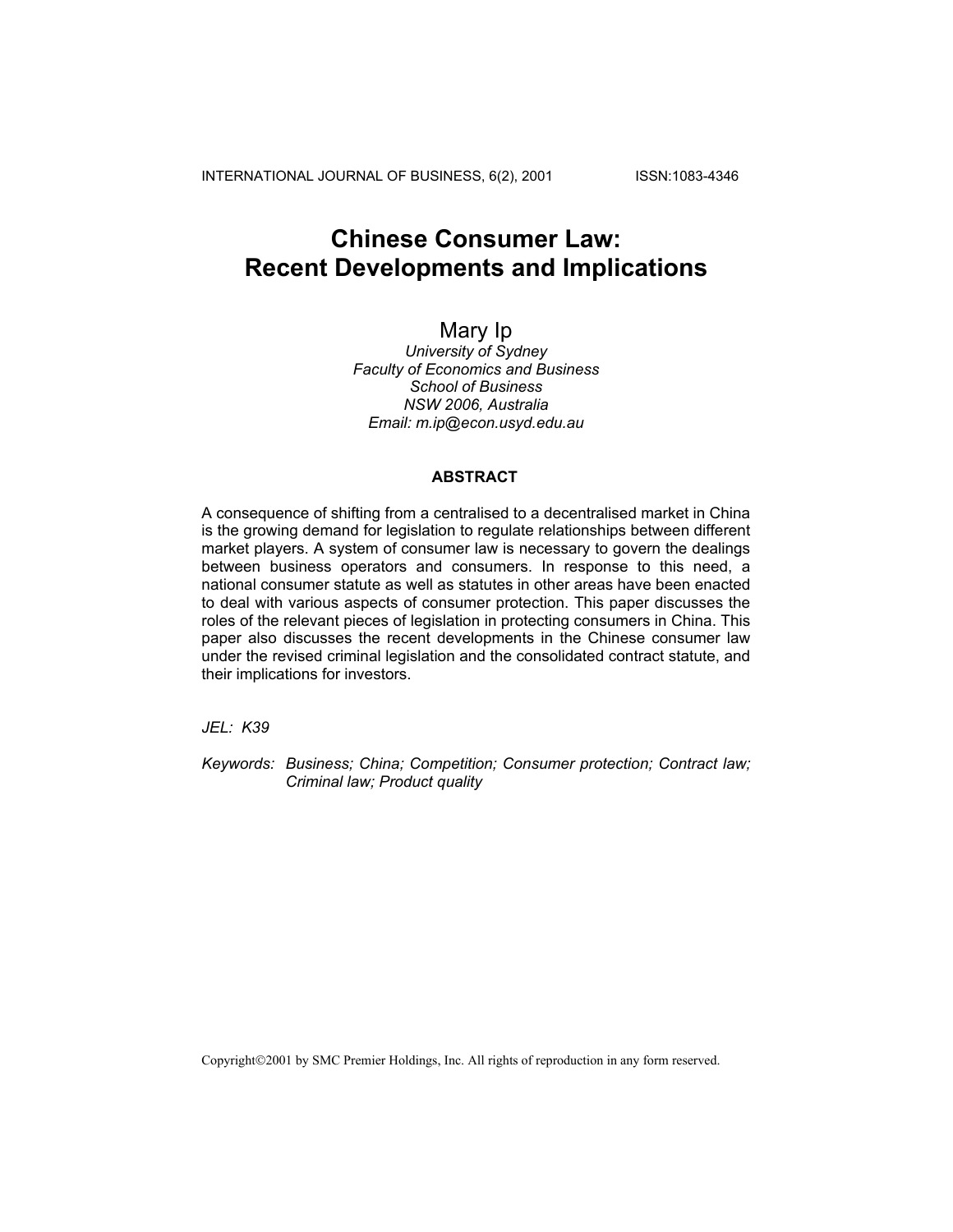# Chinese Consumer Law: Recent Developments and Implications

Mary Ip

*University of Sydney*
*Faculty of Economics and Business*
*School of Business*
*NSW 2006, Australia*
*Email: m.ip@econ.usyd.edu.au*

## ABSTRACT

A consequence of shifting from a centralised to a decentralised market in China is the growing demand for legislation to regulate relationships between different market players. A system of consumer law is necessary to govern the dealings between business operators and consumers. In response to this need, a national consumer statute as well as statutes in other areas have been enacted to deal with various aspects of consumer protection. This paper discusses the roles of the relevant pieces of legislation in protecting consumers in China. This paper also discusses the recent developments in the Chinese consumer law under the revised criminal legislation and the consolidated contract statute, and their implications for investors.

*JEL:* *K39*

*Keywords:* *Business; China; Competition; Consumer protection; Contract law; Criminal law; Product quality*

Copyright©2001 by SMC Premier Holdings, Inc. All rights of reproduction in any form reserved.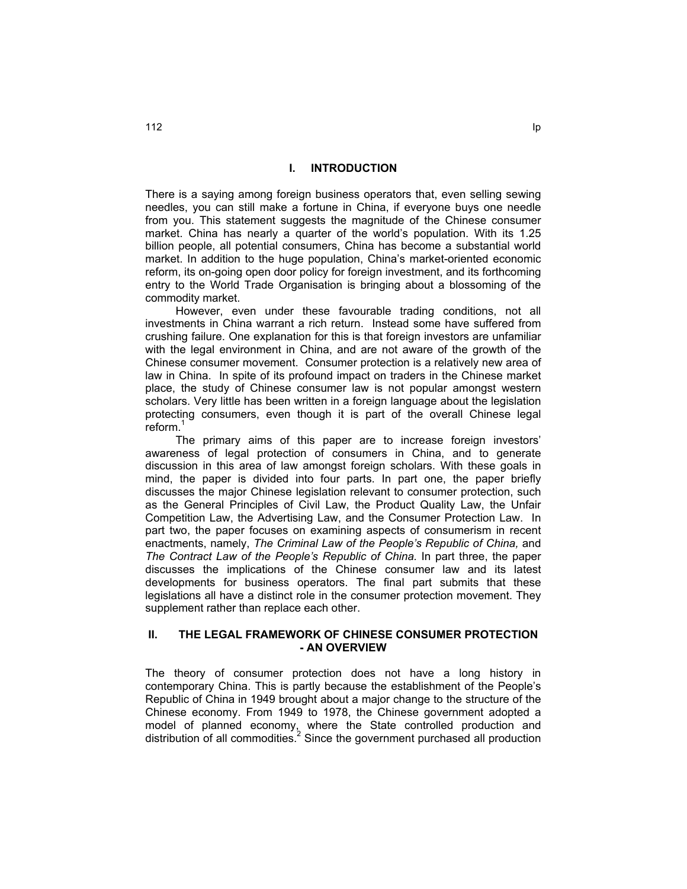## I. INTRODUCTION

There is a saying among foreign business operators that, even selling sewing needles, you can still make a fortune in China, if everyone buys one needle from you. This statement suggests the magnitude of the Chinese consumer market. China has nearly a quarter of the world's population. With its 1.25 billion people, all potential consumers, China has become a substantial world market. In addition to the huge population, China's market-oriented economic reform, its on-going open door policy for foreign investment, and its forthcoming entry to the World Trade Organisation is bringing about a blossoming of the commodity market.

However, even under these favourable trading conditions, not all investments in China warrant a rich return. Instead some have suffered from crushing failure. One explanation for this is that foreign investors are unfamiliar with the legal environment in China, and are not aware of the growth of the Chinese consumer movement. Consumer protection is a relatively new area of law in China. In spite of its profound impact on traders in the Chinese market place, the study of Chinese consumer law is not popular amongst western scholars. Very little has been written in a foreign language about the legislation protecting consumers, even though it is part of the overall Chinese legal reform.[1]

The primary aims of this paper are to increase foreign investors' awareness of legal protection of consumers in China, and to generate discussion in this area of law amongst foreign scholars. With these goals in mind, the paper is divided into four parts. In part one, the paper briefly discusses the major Chinese legislation relevant to consumer protection, such as the General Principles of Civil Law, the Product Quality Law, the Unfair Competition Law, the Advertising Law, and the Consumer Protection Law. In part two, the paper focuses on examining aspects of consumerism in recent enactments, namely, *The Criminal Law of the People's Republic of China,* and *The Contract Law of the People's Republic of China.* In part three, the paper discusses the implications of the Chinese consumer law and its latest developments for business operators. The final part submits that these legislations all have a distinct role in the consumer protection movement. They supplement rather than replace each other.

## II. THE LEGAL FRAMEWORK OF CHINESE CONSUMER PROTECTION - AN OVERVIEW

The theory of consumer protection does not have a long history in contemporary China. This is partly because the establishment of the People's Republic of China in 1949 brought about a major change to the structure of the Chinese economy. From 1949 to 1978, the Chinese government adopted a model of planned economy, where the State controlled production and distribution of all commodities.[2] Since the government purchased all production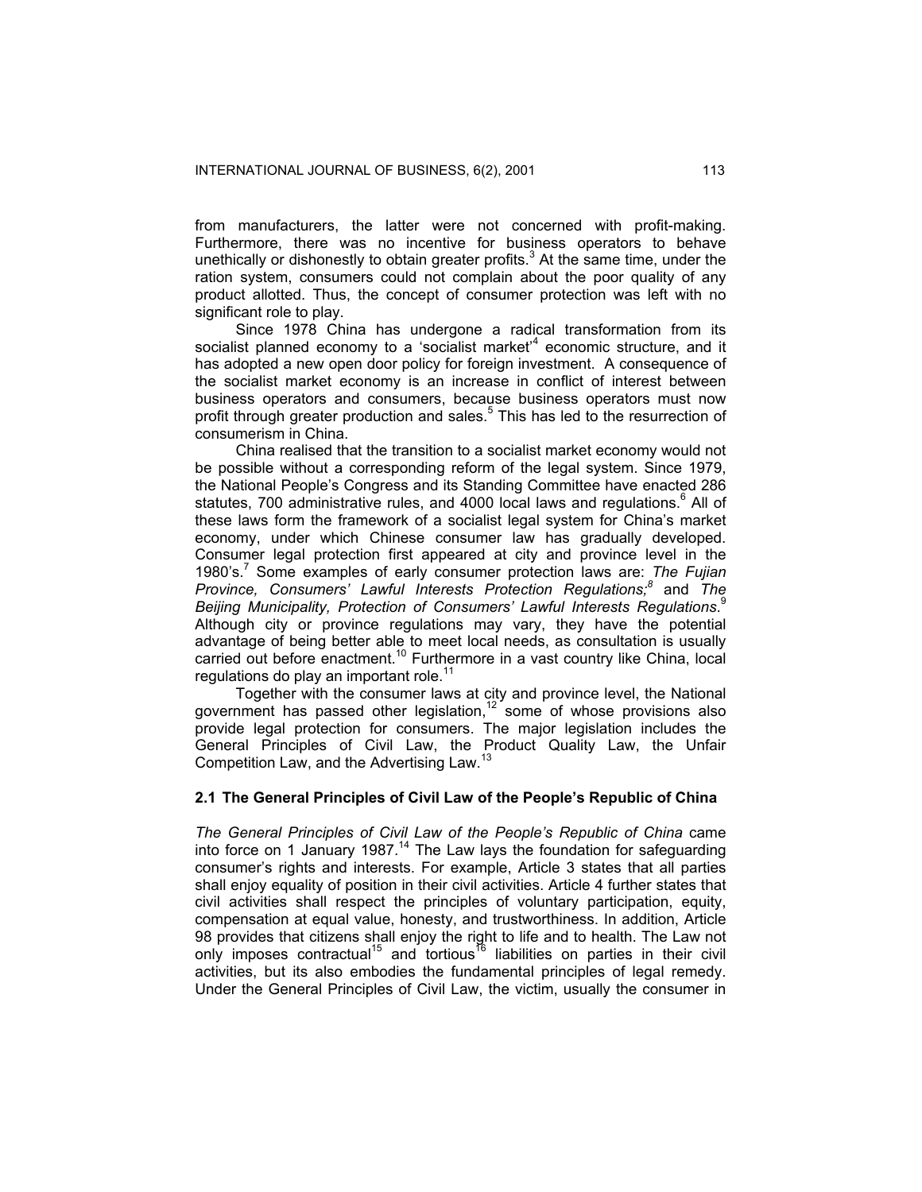from manufacturers, the latter were not concerned with profit-making. Furthermore, there was no incentive for business operators to behave unethically or dishonestly to obtain greater profits.[3] At the same time, under the ration system, consumers could not complain about the poor quality of any product allotted. Thus, the concept of consumer protection was left with no significant role to play.

Since 1978 China has undergone a radical transformation from its socialist planned economy to a 'socialist market'[4] economic structure, and it has adopted a new open door policy for foreign investment. A consequence of the socialist market economy is an increase in conflict of interest between business operators and consumers, because business operators must now profit through greater production and sales.[5] This has led to the resurrection of consumerism in China.

China realised that the transition to a socialist market economy would not be possible without a corresponding reform of the legal system. Since 1979, the National People's Congress and its Standing Committee have enacted 286 statutes, 700 administrative rules, and 4000 local laws and regulations.[6] All of these laws form the framework of a socialist legal system for China's market economy, under which Chinese consumer law has gradually developed. Consumer legal protection first appeared at city and province level in the 1980's.[7] Some examples of early consumer protection laws are: *The Fujian Province, Consumers' Lawful Interests Protection Regulations;*[8] and *The Beijing Municipality, Protection of Consumers' Lawful Interests Regulations.*[9] Although city or province regulations may vary, they have the potential advantage of being better able to meet local needs, as consultation is usually carried out before enactment.[10] Furthermore in a vast country like China, local regulations do play an important role.[11]

Together with the consumer laws at city and province level, the National government has passed other legislation,[12] some of whose provisions also provide legal protection for consumers. The major legislation includes the General Principles of Civil Law, the Product Quality Law, the Unfair Competition Law, and the Advertising Law.[13]

### 2.1 The General Principles of Civil Law of the People's Republic of China

*The General Principles of Civil Law of the People's Republic of China* came into force on 1 January 1987.[14] The Law lays the foundation for safeguarding consumer's rights and interests. For example, Article 3 states that all parties shall enjoy equality of position in their civil activities. Article 4 further states that civil activities shall respect the principles of voluntary participation, equity, compensation at equal value, honesty, and trustworthiness. In addition, Article 98 provides that citizens shall enjoy the right to life and to health. The Law not only imposes contractual[15] and tortious[16] liabilities on parties in their civil activities, but its also embodies the fundamental principles of legal remedy. Under the General Principles of Civil Law, the victim, usually the consumer in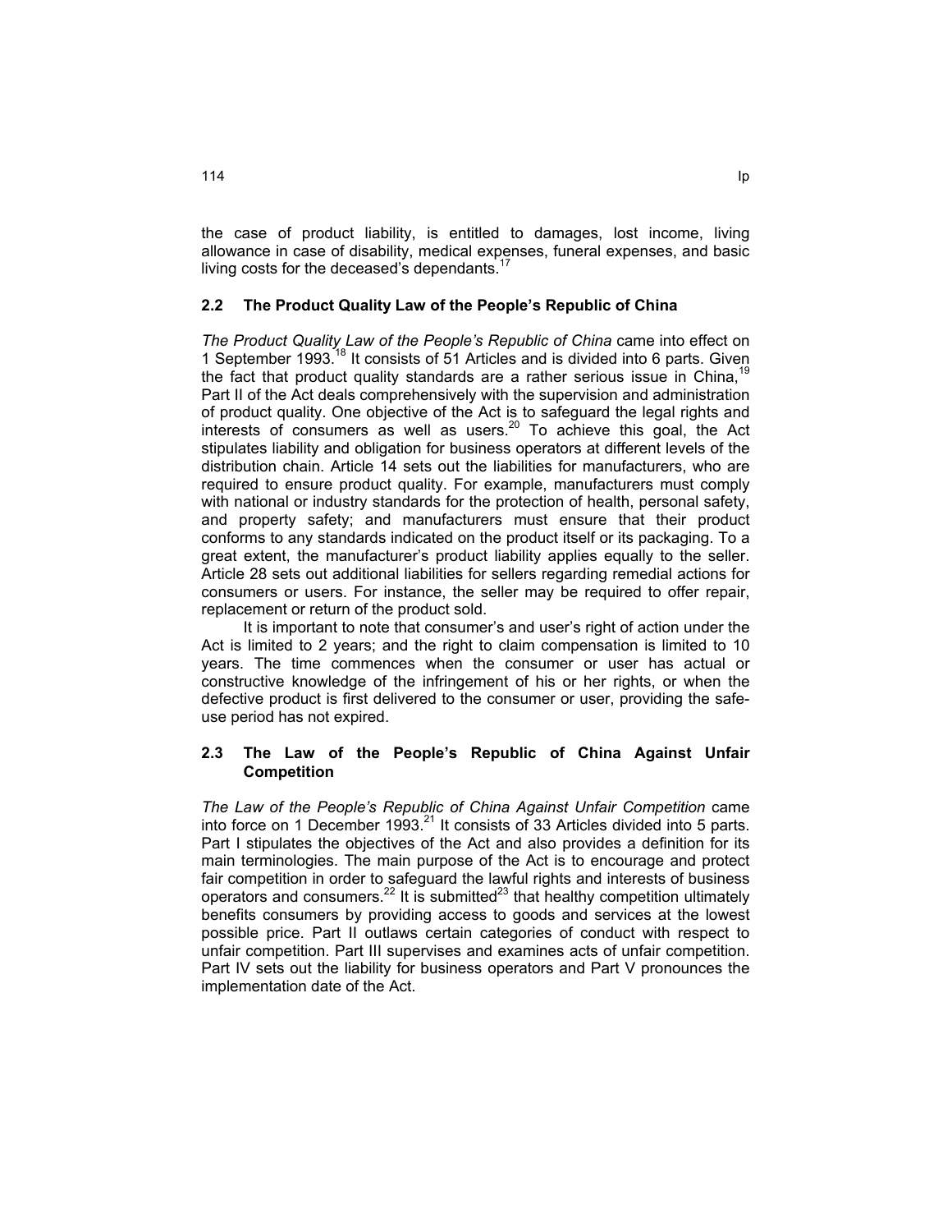the case of product liability, is entitled to damages, lost income, living allowance in case of disability, medical expenses, funeral expenses, and basic living costs for the deceased's dependants.[17]

## 2.2 The Product Quality Law of the People's Republic of China

*The Product Quality Law of the People's Republic of China* came into effect on 1 September 1993.[18] It consists of 51 Articles and is divided into 6 parts. Given the fact that product quality standards are a rather serious issue in China,[19] Part II of the Act deals comprehensively with the supervision and administration of product quality. One objective of the Act is to safeguard the legal rights and interests of consumers as well as users.[20] To achieve this goal, the Act stipulates liability and obligation for business operators at different levels of the distribution chain. Article 14 sets out the liabilities for manufacturers, who are required to ensure product quality. For example, manufacturers must comply with national or industry standards for the protection of health, personal safety, and property safety; and manufacturers must ensure that their product conforms to any standards indicated on the product itself or its packaging. To a great extent, the manufacturer's product liability applies equally to the seller. Article 28 sets out additional liabilities for sellers regarding remedial actions for consumers or users. For instance, the seller may be required to offer repair, replacement or return of the product sold.

It is important to note that consumer's and user's right of action under the Act is limited to 2 years; and the right to claim compensation is limited to 10 years. The time commences when the consumer or user has actual or constructive knowledge of the infringement of his or her rights, or when the defective product is first delivered to the consumer or user, providing the safe-use period has not expired.

## 2.3 The Law of the People's Republic of China Against Unfair Competition

*The Law of the People's Republic of China Against Unfair Competition* came into force on 1 December 1993.[21] It consists of 33 Articles divided into 5 parts. Part I stipulates the objectives of the Act and also provides a definition for its main terminologies. The main purpose of the Act is to encourage and protect fair competition in order to safeguard the lawful rights and interests of business operators and consumers.[22] It is submitted[23] that healthy competition ultimately benefits consumers by providing access to goods and services at the lowest possible price. Part II outlaws certain categories of conduct with respect to unfair competition. Part III supervises and examines acts of unfair competition. Part IV sets out the liability for business operators and Part V pronounces the implementation date of the Act.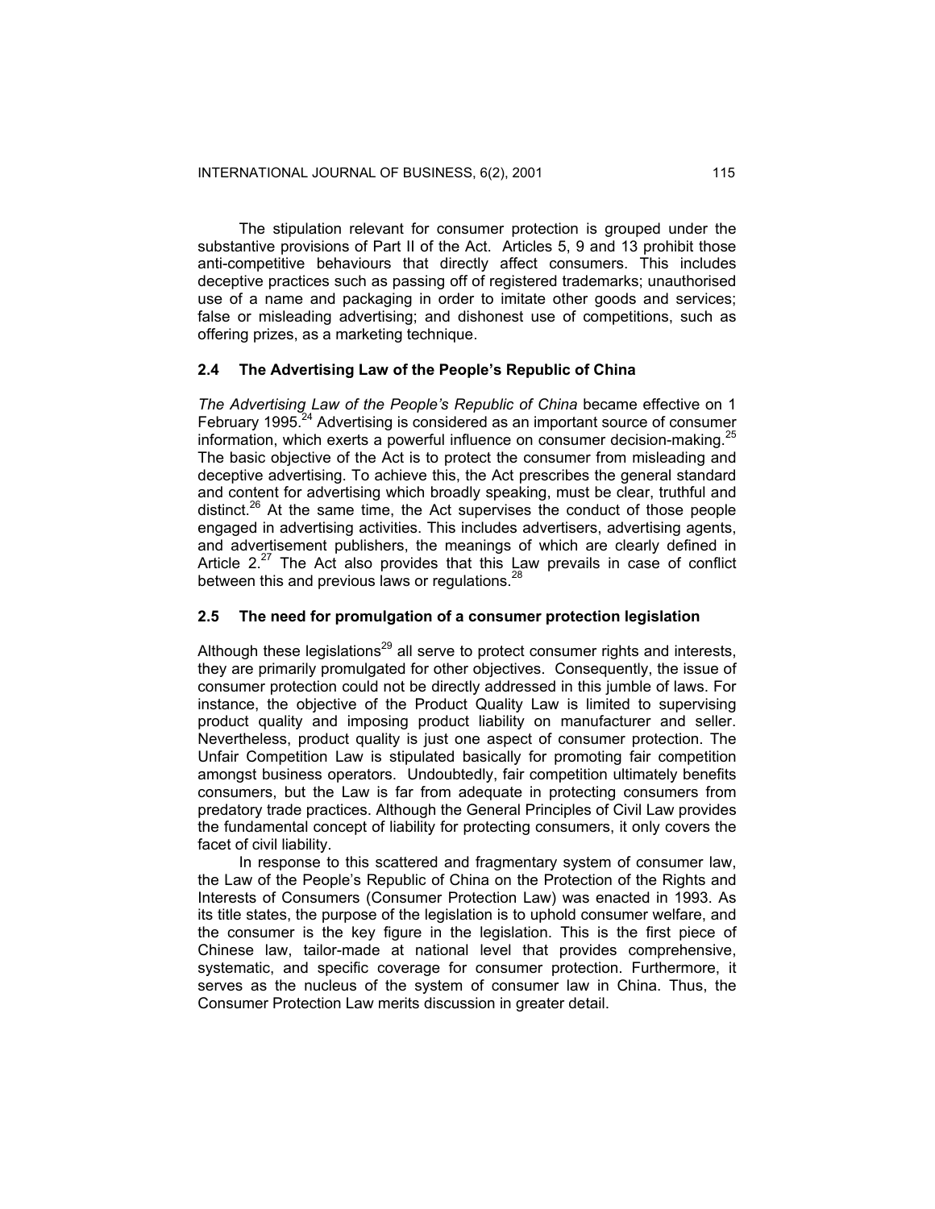The stipulation relevant for consumer protection is grouped under the substantive provisions of Part II of the Act. Articles 5, 9 and 13 prohibit those anti-competitive behaviours that directly affect consumers. This includes deceptive practices such as passing off of registered trademarks; unauthorised use of a name and packaging in order to imitate other goods and services; false or misleading advertising; and dishonest use of competitions, such as offering prizes, as a marketing technique.

### 2.4 The Advertising Law of the People's Republic of China

*The Advertising Law of the People's Republic of China* became effective on 1 February 1995.[24] Advertising is considered as an important source of consumer information, which exerts a powerful influence on consumer decision-making.[25] The basic objective of the Act is to protect the consumer from misleading and deceptive advertising. To achieve this, the Act prescribes the general standard and content for advertising which broadly speaking, must be clear, truthful and distinct.[26] At the same time, the Act supervises the conduct of those people engaged in advertising activities. This includes advertisers, advertising agents, and advertisement publishers, the meanings of which are clearly defined in Article 2.[27] The Act also provides that this Law prevails in case of conflict between this and previous laws or regulations.[28]

### 2.5 The need for promulgation of a consumer protection legislation

Although these legislations[29] all serve to protect consumer rights and interests, they are primarily promulgated for other objectives. Consequently, the issue of consumer protection could not be directly addressed in this jumble of laws. For instance, the objective of the Product Quality Law is limited to supervising product quality and imposing product liability on manufacturer and seller. Nevertheless, product quality is just one aspect of consumer protection. The Unfair Competition Law is stipulated basically for promoting fair competition amongst business operators. Undoubtedly, fair competition ultimately benefits consumers, but the Law is far from adequate in protecting consumers from predatory trade practices. Although the General Principles of Civil Law provides the fundamental concept of liability for protecting consumers, it only covers the facet of civil liability.

In response to this scattered and fragmentary system of consumer law, the Law of the People's Republic of China on the Protection of the Rights and Interests of Consumers (Consumer Protection Law) was enacted in 1993. As its title states, the purpose of the legislation is to uphold consumer welfare, and the consumer is the key figure in the legislation. This is the first piece of Chinese law, tailor-made at national level that provides comprehensive, systematic, and specific coverage for consumer protection. Furthermore, it serves as the nucleus of the system of consumer law in China. Thus, the Consumer Protection Law merits discussion in greater detail.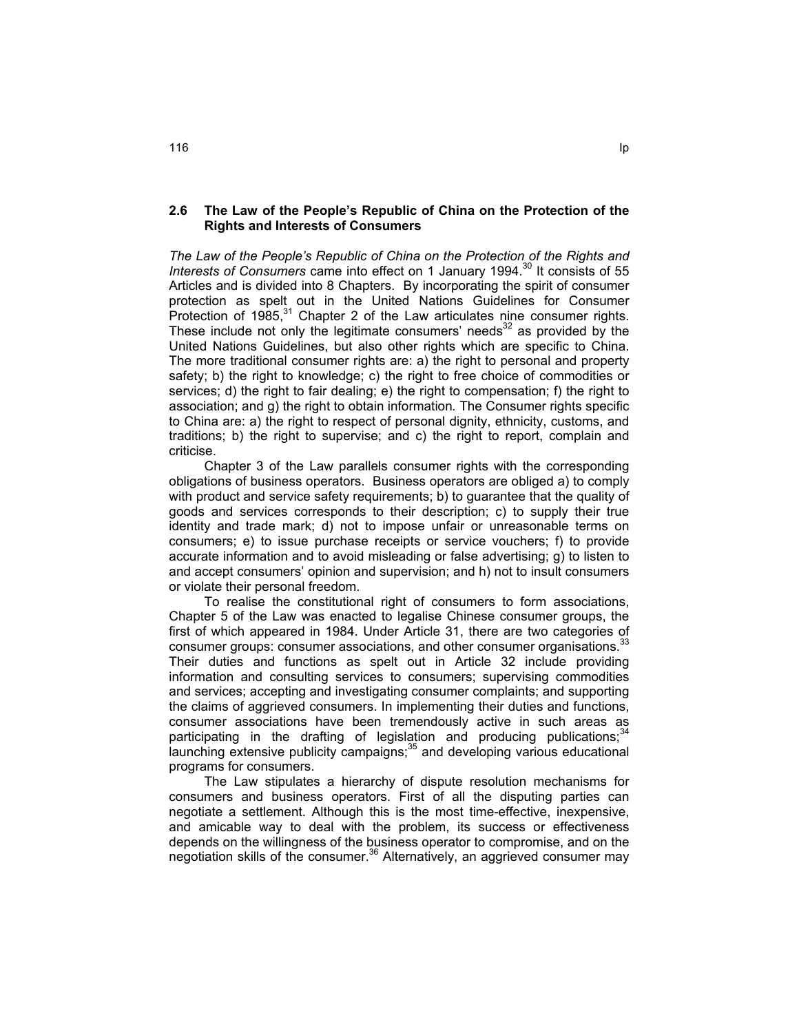## 2.6 The Law of the People's Republic of China on the Protection of the Rights and Interests of Consumers

*The Law of the People's Republic of China on the Protection of the Rights and Interests of Consumers* came into effect on 1 January 1994.[30] It consists of 55 Articles and is divided into 8 Chapters. By incorporating the spirit of consumer protection as spelt out in the United Nations Guidelines for Consumer Protection of 1985,[31] Chapter 2 of the Law articulates nine consumer rights. These include not only the legitimate consumers' needs[32] as provided by the United Nations Guidelines, but also other rights which are specific to China. The more traditional consumer rights are: a) the right to personal and property safety; b) the right to knowledge; c) the right to free choice of commodities or services; d) the right to fair dealing; e) the right to compensation; f) the right to association; and g) the right to obtain information. The Consumer rights specific to China are: a) the right to respect of personal dignity, ethnicity, customs, and traditions; b) the right to supervise; and c) the right to report, complain and criticise.

Chapter 3 of the Law parallels consumer rights with the corresponding obligations of business operators. Business operators are obliged a) to comply with product and service safety requirements; b) to guarantee that the quality of goods and services corresponds to their description; c) to supply their true identity and trade mark; d) not to impose unfair or unreasonable terms on consumers; e) to issue purchase receipts or service vouchers; f) to provide accurate information and to avoid misleading or false advertising; g) to listen to and accept consumers' opinion and supervision; and h) not to insult consumers or violate their personal freedom.

To realise the constitutional right of consumers to form associations, Chapter 5 of the Law was enacted to legalise Chinese consumer groups, the first of which appeared in 1984. Under Article 31, there are two categories of consumer groups: consumer associations, and other consumer organisations.[33] Their duties and functions as spelt out in Article 32 include providing information and consulting services to consumers; supervising commodities and services; accepting and investigating consumer complaints; and supporting the claims of aggrieved consumers. In implementing their duties and functions, consumer associations have been tremendously active in such areas as participating in the drafting of legislation and producing publications;[34] launching extensive publicity campaigns;[35] and developing various educational programs for consumers.

The Law stipulates a hierarchy of dispute resolution mechanisms for consumers and business operators. First of all the disputing parties can negotiate a settlement. Although this is the most time-effective, inexpensive, and amicable way to deal with the problem, its success or effectiveness depends on the willingness of the business operator to compromise, and on the negotiation skills of the consumer.[36] Alternatively, an aggrieved consumer may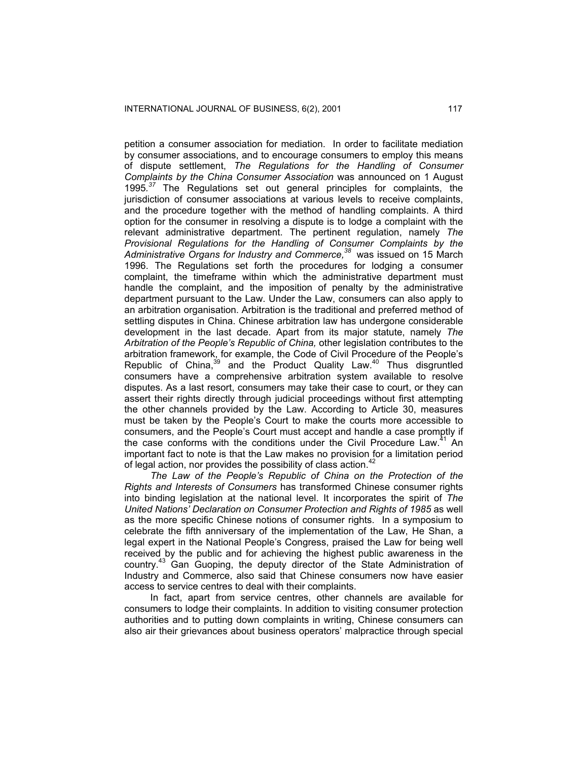petition a consumer association for mediation. In order to facilitate mediation by consumer associations, and to encourage consumers to employ this means of dispute settlement, *The Regulations for the Handling of Consumer Complaints by the China Consumer Association* was announced on 1 August 1995.[37] The Regulations set out general principles for complaints, the jurisdiction of consumer associations at various levels to receive complaints, and the procedure together with the method of handling complaints. A third option for the consumer in resolving a dispute is to lodge a complaint with the relevant administrative department. The pertinent regulation, namely *The Provisional Regulations for the Handling of Consumer Complaints by the Administrative Organs for Industry and Commerce,*[38] was issued on 15 March 1996. The Regulations set forth the procedures for lodging a consumer complaint, the timeframe within which the administrative department must handle the complaint, and the imposition of penalty by the administrative department pursuant to the Law. Under the Law, consumers can also apply to an arbitration organisation. Arbitration is the traditional and preferred method of settling disputes in China. Chinese arbitration law has undergone considerable development in the last decade. Apart from its major statute, namely *The Arbitration of the People's Republic of China,* other legislation contributes to the arbitration framework, for example, the Code of Civil Procedure of the People's Republic of China,[39] and the Product Quality Law.[40] Thus disgruntled consumers have a comprehensive arbitration system available to resolve disputes. As a last resort, consumers may take their case to court, or they can assert their rights directly through judicial proceedings without first attempting the other channels provided by the Law. According to Article 30, measures must be taken by the People's Court to make the courts more accessible to consumers, and the People's Court must accept and handle a case promptly if the case conforms with the conditions under the Civil Procedure Law.[41] An important fact to note is that the Law makes no provision for a limitation period of legal action, nor provides the possibility of class action.[42]

*The Law of the People's Republic of China on the Protection of the Rights and Interests of Consumers* has transformed Chinese consumer rights into binding legislation at the national level. It incorporates the spirit of *The United Nations' Declaration on Consumer Protection and Rights of 1985* as well as the more specific Chinese notions of consumer rights. In a symposium to celebrate the fifth anniversary of the implementation of the Law, He Shan, a legal expert in the National People's Congress, praised the Law for being well received by the public and for achieving the highest public awareness in the country.[43] Gan Guoping, the deputy director of the State Administration of Industry and Commerce, also said that Chinese consumers now have easier access to service centres to deal with their complaints.

In fact, apart from service centres, other channels are available for consumers to lodge their complaints. In addition to visiting consumer protection authorities and to putting down complaints in writing, Chinese consumers can also air their grievances about business operators' malpractice through special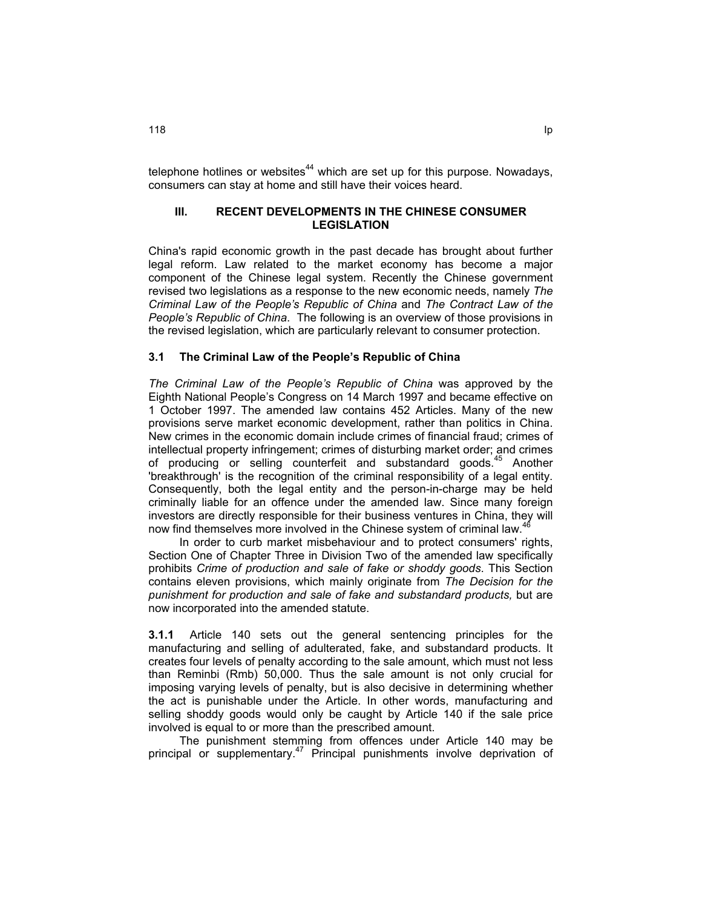telephone hotlines or websites[44] which are set up for this purpose. Nowadays, consumers can stay at home and still have their voices heard.

## III. RECENT DEVELOPMENTS IN THE CHINESE CONSUMER LEGISLATION

China's rapid economic growth in the past decade has brought about further legal reform. Law related to the market economy has become a major component of the Chinese legal system. Recently the Chinese government revised two legislations as a response to the new economic needs, namely *The Criminal Law of the People's Republic of China* and *The Contract Law of the People's Republic of China*. The following is an overview of those provisions in the revised legislation, which are particularly relevant to consumer protection.

### 3.1 The Criminal Law of the People's Republic of China

*The Criminal Law of the People's Republic of China* was approved by the Eighth National People's Congress on 14 March 1997 and became effective on 1 October 1997. The amended law contains 452 Articles. Many of the new provisions serve market economic development, rather than politics in China. New crimes in the economic domain include crimes of financial fraud; crimes of intellectual property infringement; crimes of disturbing market order; and crimes of producing or selling counterfeit and substandard goods.[45] Another 'breakthrough' is the recognition of the criminal responsibility of a legal entity. Consequently, both the legal entity and the person-in-charge may be held criminally liable for an offence under the amended law. Since many foreign investors are directly responsible for their business ventures in China, they will now find themselves more involved in the Chinese system of criminal law.[46]

In order to curb market misbehaviour and to protect consumers' rights, Section One of Chapter Three in Division Two of the amended law specifically prohibits *Crime of production and sale of fake or shoddy goods*. This Section contains eleven provisions, which mainly originate from *The Decision for the punishment for production and sale of fake and substandard products,* but are now incorporated into the amended statute.

**3.1.1** Article 140 sets out the general sentencing principles for the manufacturing and selling of adulterated, fake, and substandard products. It creates four levels of penalty according to the sale amount, which must not less than Reminbi (Rmb) 50,000. Thus the sale amount is not only crucial for imposing varying levels of penalty, but is also decisive in determining whether the act is punishable under the Article. In other words, manufacturing and selling shoddy goods would only be caught by Article 140 if the sale price involved is equal to or more than the prescribed amount.

The punishment stemming from offences under Article 140 may be principal or supplementary.[47] Principal punishments involve deprivation of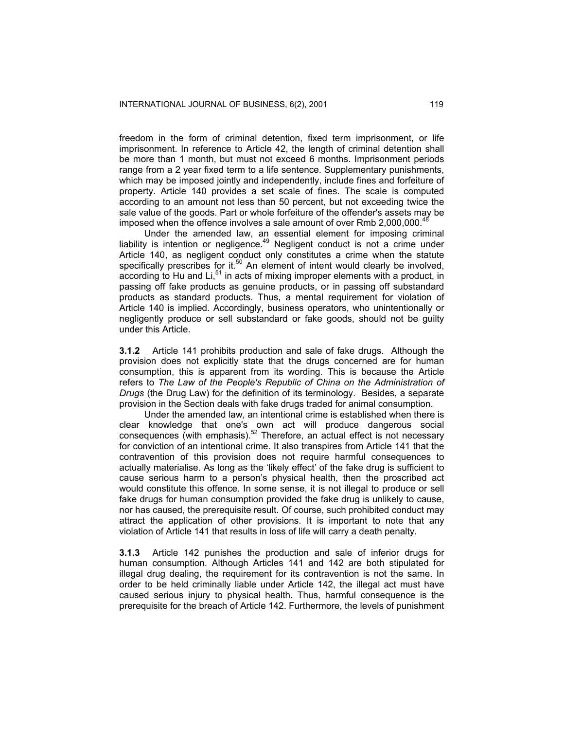freedom in the form of criminal detention, fixed term imprisonment, or life imprisonment. In reference to Article 42, the length of criminal detention shall be more than 1 month, but must not exceed 6 months. Imprisonment periods range from a 2 year fixed term to a life sentence. Supplementary punishments, which may be imposed jointly and independently, include fines and forfeiture of property. Article 140 provides a set scale of fines. The scale is computed according to an amount not less than 50 percent, but not exceeding twice the sale value of the goods. Part or whole forfeiture of the offender's assets may be imposed when the offence involves a sale amount of over Rmb 2,000,000.[48]

Under the amended law, an essential element for imposing criminal liability is intention or negligence.[49] Negligent conduct is not a crime under Article 140, as negligent conduct only constitutes a crime when the statute specifically prescribes for it.[50] An element of intent would clearly be involved, according to Hu and Li,[51] in acts of mixing improper elements with a product, in passing off fake products as genuine products, or in passing off substandard products as standard products. Thus, a mental requirement for violation of Article 140 is implied. Accordingly, business operators, who unintentionally or negligently produce or sell substandard or fake goods, should not be guilty under this Article.

**3.1.2** Article 141 prohibits production and sale of fake drugs. Although the provision does not explicitly state that the drugs concerned are for human consumption, this is apparent from its wording. This is because the Article refers to *The Law of the People's Republic of China on the Administration of Drugs* (the Drug Law) for the definition of its terminology. Besides, a separate provision in the Section deals with fake drugs traded for animal consumption.

Under the amended law, an intentional crime is established when there is clear knowledge that one's own act will produce dangerous social consequences (with emphasis).[52] Therefore, an actual effect is not necessary for conviction of an intentional crime. It also transpires from Article 141 that the contravention of this provision does not require harmful consequences to actually materialise. As long as the 'likely effect' of the fake drug is sufficient to cause serious harm to a person's physical health, then the proscribed act would constitute this offence. In some sense, it is not illegal to produce or sell fake drugs for human consumption provided the fake drug is unlikely to cause, nor has caused, the prerequisite result. Of course, such prohibited conduct may attract the application of other provisions. It is important to note that any violation of Article 141 that results in loss of life will carry a death penalty.

**3.1.3** Article 142 punishes the production and sale of inferior drugs for human consumption. Although Articles 141 and 142 are both stipulated for illegal drug dealing, the requirement for its contravention is not the same. In order to be held criminally liable under Article 142, the illegal act must have caused serious injury to physical health. Thus, harmful consequence is the prerequisite for the breach of Article 142. Furthermore, the levels of punishment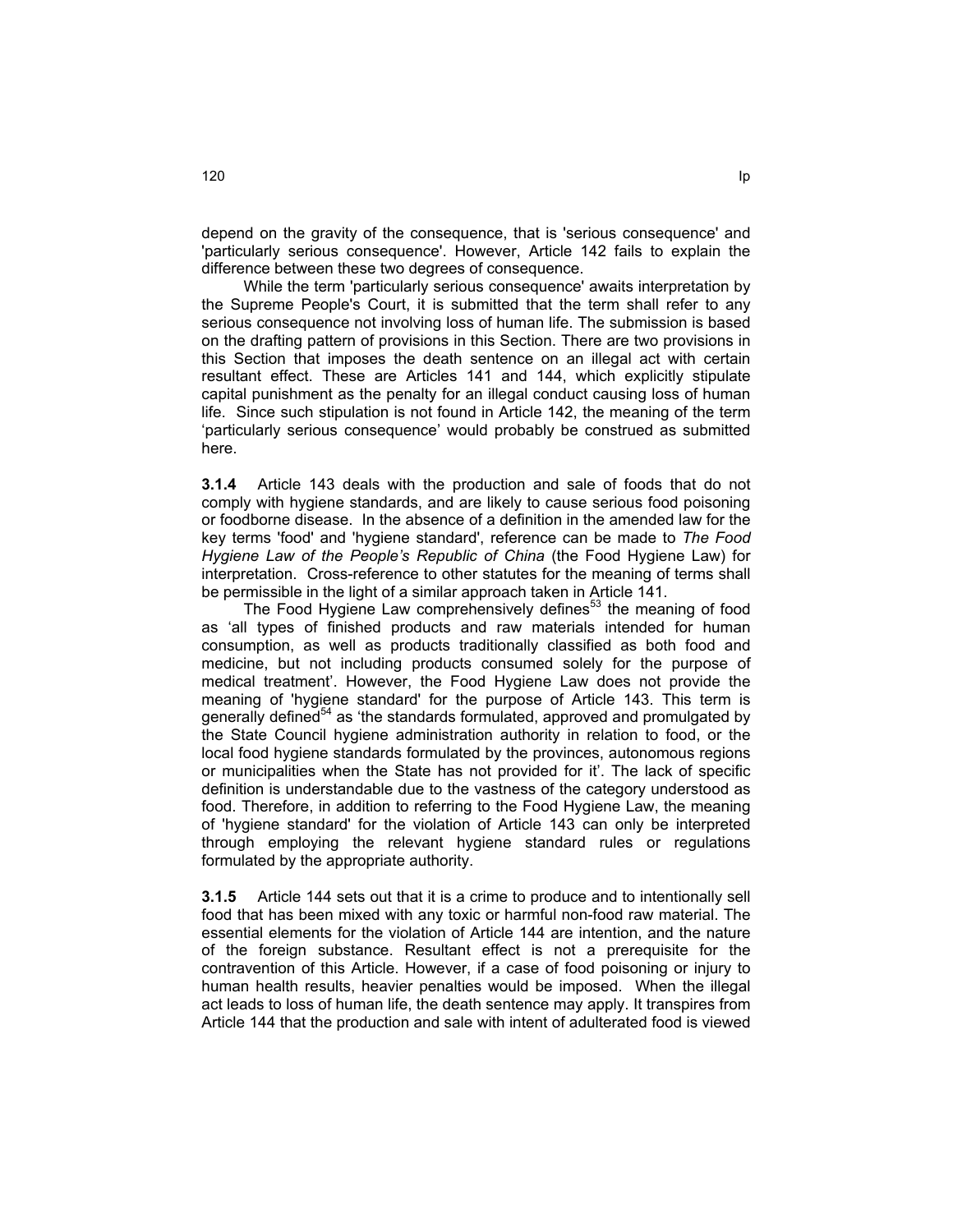depend on the gravity of the consequence, that is 'serious consequence' and 'particularly serious consequence'. However, Article 142 fails to explain the difference between these two degrees of consequence.

While the term 'particularly serious consequence' awaits interpretation by the Supreme People's Court, it is submitted that the term shall refer to any serious consequence not involving loss of human life. The submission is based on the drafting pattern of provisions in this Section. There are two provisions in this Section that imposes the death sentence on an illegal act with certain resultant effect. These are Articles 141 and 144, which explicitly stipulate capital punishment as the penalty for an illegal conduct causing loss of human life. Since such stipulation is not found in Article 142, the meaning of the term 'particularly serious consequence' would probably be construed as submitted here.

**3.1.4** Article 143 deals with the production and sale of foods that do not comply with hygiene standards, and are likely to cause serious food poisoning or foodborne disease. In the absence of a definition in the amended law for the key terms 'food' and 'hygiene standard', reference can be made to *The Food Hygiene Law of the People's Republic of China* (the Food Hygiene Law) for interpretation. Cross-reference to other statutes for the meaning of terms shall be permissible in the light of a similar approach taken in Article 141.

The Food Hygiene Law comprehensively defines[53] the meaning of food as 'all types of finished products and raw materials intended for human consumption, as well as products traditionally classified as both food and medicine, but not including products consumed solely for the purpose of medical treatment'. However, the Food Hygiene Law does not provide the meaning of 'hygiene standard' for the purpose of Article 143. This term is generally defined[54] as 'the standards formulated, approved and promulgated by the State Council hygiene administration authority in relation to food, or the local food hygiene standards formulated by the provinces, autonomous regions or municipalities when the State has not provided for it'. The lack of specific definition is understandable due to the vastness of the category understood as food. Therefore, in addition to referring to the Food Hygiene Law, the meaning of 'hygiene standard' for the violation of Article 143 can only be interpreted through employing the relevant hygiene standard rules or regulations formulated by the appropriate authority.

**3.1.5** Article 144 sets out that it is a crime to produce and to intentionally sell food that has been mixed with any toxic or harmful non-food raw material. The essential elements for the violation of Article 144 are intention, and the nature of the foreign substance. Resultant effect is not a prerequisite for the contravention of this Article. However, if a case of food poisoning or injury to human health results, heavier penalties would be imposed. When the illegal act leads to loss of human life, the death sentence may apply. It transpires from Article 144 that the production and sale with intent of adulterated food is viewed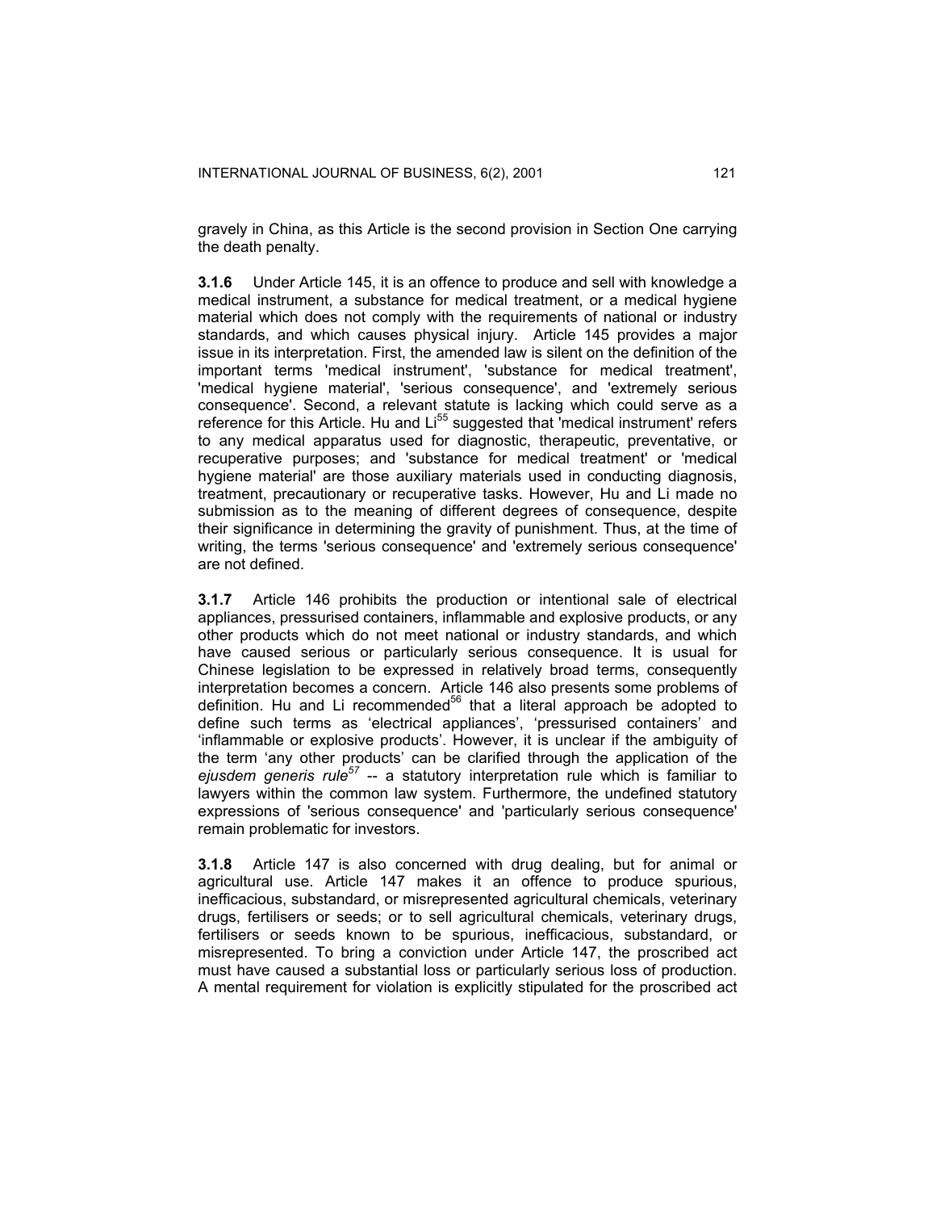gravely in China, as this Article is the second provision in Section One carrying the death penalty.

**3.1.6** Under Article 145, it is an offence to produce and sell with knowledge a medical instrument, a substance for medical treatment, or a medical hygiene material which does not comply with the requirements of national or industry standards, and which causes physical injury. Article 145 provides a major issue in its interpretation. First, the amended law is silent on the definition of the important terms 'medical instrument', 'substance for medical treatment', 'medical hygiene material', 'serious consequence', and 'extremely serious consequence'. Second, a relevant statute is lacking which could serve as a reference for this Article. Hu and Li[55] suggested that 'medical instrument' refers to any medical apparatus used for diagnostic, therapeutic, preventative, or recuperative purposes; and 'substance for medical treatment' or 'medical hygiene material' are those auxiliary materials used in conducting diagnosis, treatment, precautionary or recuperative tasks. However, Hu and Li made no submission as to the meaning of different degrees of consequence, despite their significance in determining the gravity of punishment. Thus, at the time of writing, the terms 'serious consequence' and 'extremely serious consequence' are not defined.

**3.1.7** Article 146 prohibits the production or intentional sale of electrical appliances, pressurised containers, inflammable and explosive products, or any other products which do not meet national or industry standards, and which have caused serious or particularly serious consequence. It is usual for Chinese legislation to be expressed in relatively broad terms, consequently interpretation becomes a concern. Article 146 also presents some problems of definition. Hu and Li recommended[56] that a literal approach be adopted to define such terms as 'electrical appliances', 'pressurised containers' and 'inflammable or explosive products'. However, it is unclear if the ambiguity of the term 'any other products' can be clarified through the application of the *ejusdem generis rule*[57] -- a statutory interpretation rule which is familiar to lawyers within the common law system. Furthermore, the undefined statutory expressions of 'serious consequence' and 'particularly serious consequence' remain problematic for investors.

**3.1.8** Article 147 is also concerned with drug dealing, but for animal or agricultural use. Article 147 makes it an offence to produce spurious, inefficacious, substandard, or misrepresented agricultural chemicals, veterinary drugs, fertilisers or seeds; or to sell agricultural chemicals, veterinary drugs, fertilisers or seeds known to be spurious, inefficacious, substandard, or misrepresented. To bring a conviction under Article 147, the proscribed act must have caused a substantial loss or particularly serious loss of production. A mental requirement for violation is explicitly stipulated for the proscribed act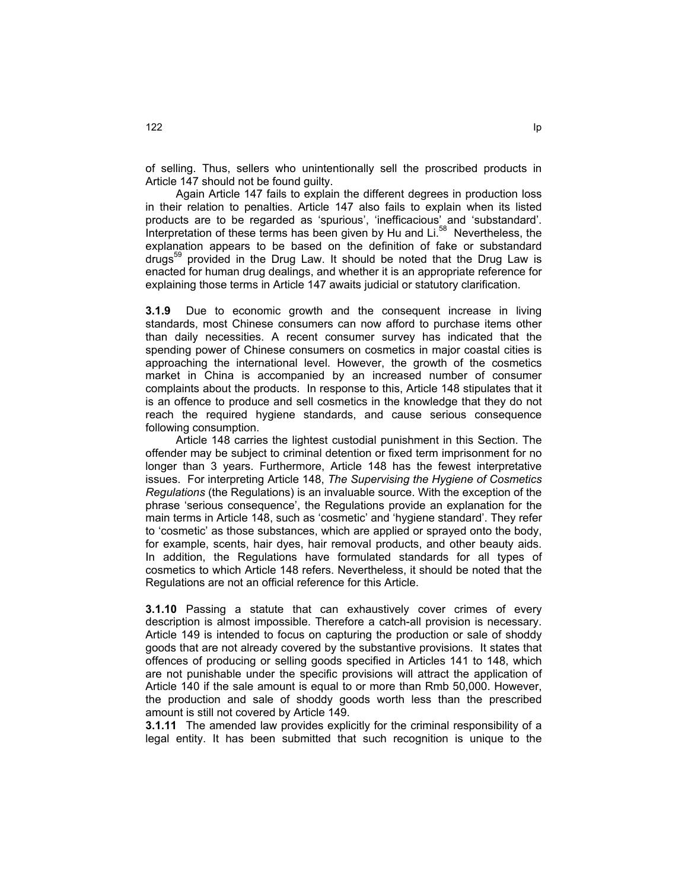of selling. Thus, sellers who unintentionally sell the proscribed products in Article 147 should not be found guilty.

Again Article 147 fails to explain the different degrees in production loss in their relation to penalties. Article 147 also fails to explain when its listed products are to be regarded as 'spurious', 'inefficacious' and 'substandard'. Interpretation of these terms has been given by Hu and Li.[58] Nevertheless, the explanation appears to be based on the definition of fake or substandard drugs[59] provided in the Drug Law. It should be noted that the Drug Law is enacted for human drug dealings, and whether it is an appropriate reference for explaining those terms in Article 147 awaits judicial or statutory clarification.

**3.1.9** Due to economic growth and the consequent increase in living standards, most Chinese consumers can now afford to purchase items other than daily necessities. A recent consumer survey has indicated that the spending power of Chinese consumers on cosmetics in major coastal cities is approaching the international level. However, the growth of the cosmetics market in China is accompanied by an increased number of consumer complaints about the products. In response to this, Article 148 stipulates that it is an offence to produce and sell cosmetics in the knowledge that they do not reach the required hygiene standards, and cause serious consequence following consumption.

Article 148 carries the lightest custodial punishment in this Section. The offender may be subject to criminal detention or fixed term imprisonment for no longer than 3 years. Furthermore, Article 148 has the fewest interpretative issues. For interpreting Article 148, *The Supervising the Hygiene of Cosmetics Regulations* (the Regulations) is an invaluable source. With the exception of the phrase 'serious consequence', the Regulations provide an explanation for the main terms in Article 148, such as 'cosmetic' and 'hygiene standard'. They refer to 'cosmetic' as those substances, which are applied or sprayed onto the body, for example, scents, hair dyes, hair removal products, and other beauty aids. In addition, the Regulations have formulated standards for all types of cosmetics to which Article 148 refers. Nevertheless, it should be noted that the Regulations are not an official reference for this Article.

**3.1.10** Passing a statute that can exhaustively cover crimes of every description is almost impossible. Therefore a catch-all provision is necessary. Article 149 is intended to focus on capturing the production or sale of shoddy goods that are not already covered by the substantive provisions. It states that offences of producing or selling goods specified in Articles 141 to 148, which are not punishable under the specific provisions will attract the application of Article 140 if the sale amount is equal to or more than Rmb 50,000. However, the production and sale of shoddy goods worth less than the prescribed amount is still not covered by Article 149.

**3.1.11** The amended law provides explicitly for the criminal responsibility of a legal entity. It has been submitted that such recognition is unique to the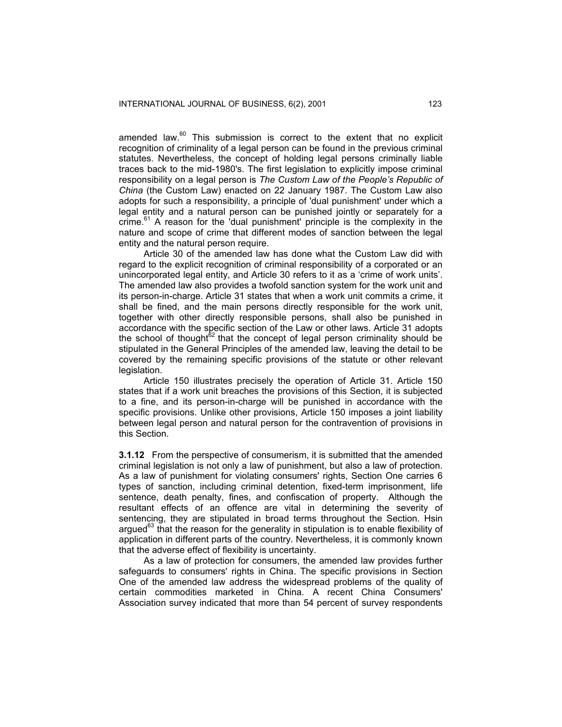amended law.[60] This submission is correct to the extent that no explicit recognition of criminality of a legal person can be found in the previous criminal statutes. Nevertheless, the concept of holding legal persons criminally liable traces back to the mid-1980's. The first legislation to explicitly impose criminal responsibility on a legal person is *The Custom Law of the People's Republic of China* (the Custom Law) enacted on 22 January 1987. The Custom Law also adopts for such a responsibility, a principle of 'dual punishment' under which a legal entity and a natural person can be punished jointly or separately for a crime.[61] A reason for the 'dual punishment' principle is the complexity in the nature and scope of crime that different modes of sanction between the legal entity and the natural person require.

Article 30 of the amended law has done what the Custom Law did with regard to the explicit recognition of criminal responsibility of a corporated or an unincorporated legal entity, and Article 30 refers to it as a 'crime of work units'. The amended law also provides a twofold sanction system for the work unit and its person-in-charge. Article 31 states that when a work unit commits a crime, it shall be fined, and the main persons directly responsible for the work unit, together with other directly responsible persons, shall also be punished in accordance with the specific section of the Law or other laws. Article 31 adopts the school of thought[62] that the concept of legal person criminality should be stipulated in the General Principles of the amended law, leaving the detail to be covered by the remaining specific provisions of the statute or other relevant legislation.

Article 150 illustrates precisely the operation of Article 31. Article 150 states that if a work unit breaches the provisions of this Section, it is subjected to a fine, and its person-in-charge will be punished in accordance with the specific provisions. Unlike other provisions, Article 150 imposes a joint liability between legal person and natural person for the contravention of provisions in this Section.

**3.1.12** From the perspective of consumerism, it is submitted that the amended criminal legislation is not only a law of punishment, but also a law of protection. As a law of punishment for violating consumers' rights, Section One carries 6 types of sanction, including criminal detention, fixed-term imprisonment, life sentence, death penalty, fines, and confiscation of property. Although the resultant effects of an offence are vital in determining the severity of sentencing, they are stipulated in broad terms throughout the Section. Hsin argued[63] that the reason for the generality in stipulation is to enable flexibility of application in different parts of the country. Nevertheless, it is commonly known that the adverse effect of flexibility is uncertainty.

As a law of protection for consumers, the amended law provides further safeguards to consumers' rights in China. The specific provisions in Section One of the amended law address the widespread problems of the quality of certain commodities marketed in China. A recent China Consumers' Association survey indicated that more than 54 percent of survey respondents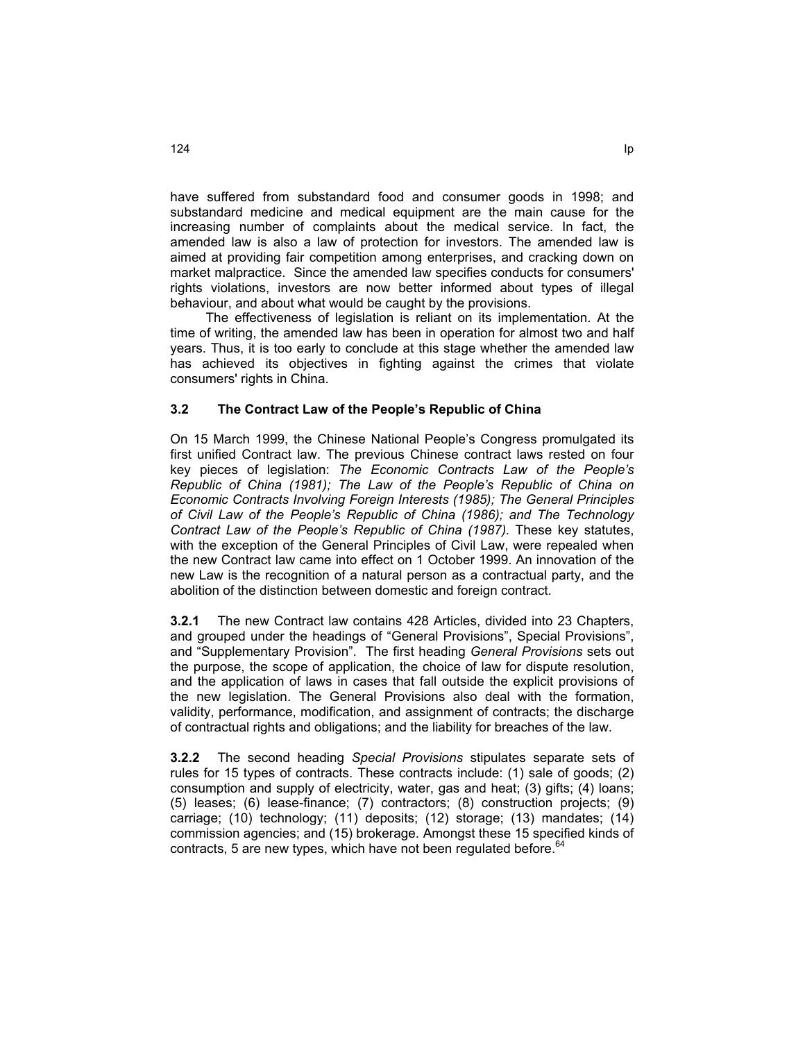have suffered from substandard food and consumer goods in 1998; and substandard medicine and medical equipment are the main cause for the increasing number of complaints about the medical service. In fact, the amended law is also a law of protection for investors. The amended law is aimed at providing fair competition among enterprises, and cracking down on market malpractice. Since the amended law specifies conducts for consumers' rights violations, investors are now better informed about types of illegal behaviour, and about what would be caught by the provisions.

The effectiveness of legislation is reliant on its implementation. At the time of writing, the amended law has been in operation for almost two and half years. Thus, it is too early to conclude at this stage whether the amended law has achieved its objectives in fighting against the crimes that violate consumers' rights in China.

### 3.2 The Contract Law of the People's Republic of China

On 15 March 1999, the Chinese National People's Congress promulgated its first unified Contract law. The previous Chinese contract laws rested on four key pieces of legislation: *The Economic Contracts Law of the People's Republic of China (1981); The Law of the People's Republic of China on Economic Contracts Involving Foreign Interests (1985); The General Principles of Civil Law of the People's Republic of China (1986); and The Technology Contract Law of the People's Republic of China (1987).* These key statutes, with the exception of the General Principles of Civil Law, were repealed when the new Contract law came into effect on 1 October 1999. An innovation of the new Law is the recognition of a natural person as a contractual party, and the abolition of the distinction between domestic and foreign contract.

**3.2.1** The new Contract law contains 428 Articles, divided into 23 Chapters, and grouped under the headings of "General Provisions", Special Provisions", and "Supplementary Provision". The first heading *General Provisions* sets out the purpose, the scope of application, the choice of law for dispute resolution, and the application of laws in cases that fall outside the explicit provisions of the new legislation. The General Provisions also deal with the formation, validity, performance, modification, and assignment of contracts; the discharge of contractual rights and obligations; and the liability for breaches of the law.

**3.2.2** The second heading *Special Provisions* stipulates separate sets of rules for 15 types of contracts. These contracts include: (1) sale of goods; (2) consumption and supply of electricity, water, gas and heat; (3) gifts; (4) loans; (5) leases; (6) lease-finance; (7) contractors; (8) construction projects; (9) carriage; (10) technology; (11) deposits; (12) storage; (13) mandates; (14) commission agencies; and (15) brokerage. Amongst these 15 specified kinds of contracts, 5 are new types, which have not been regulated before.[64]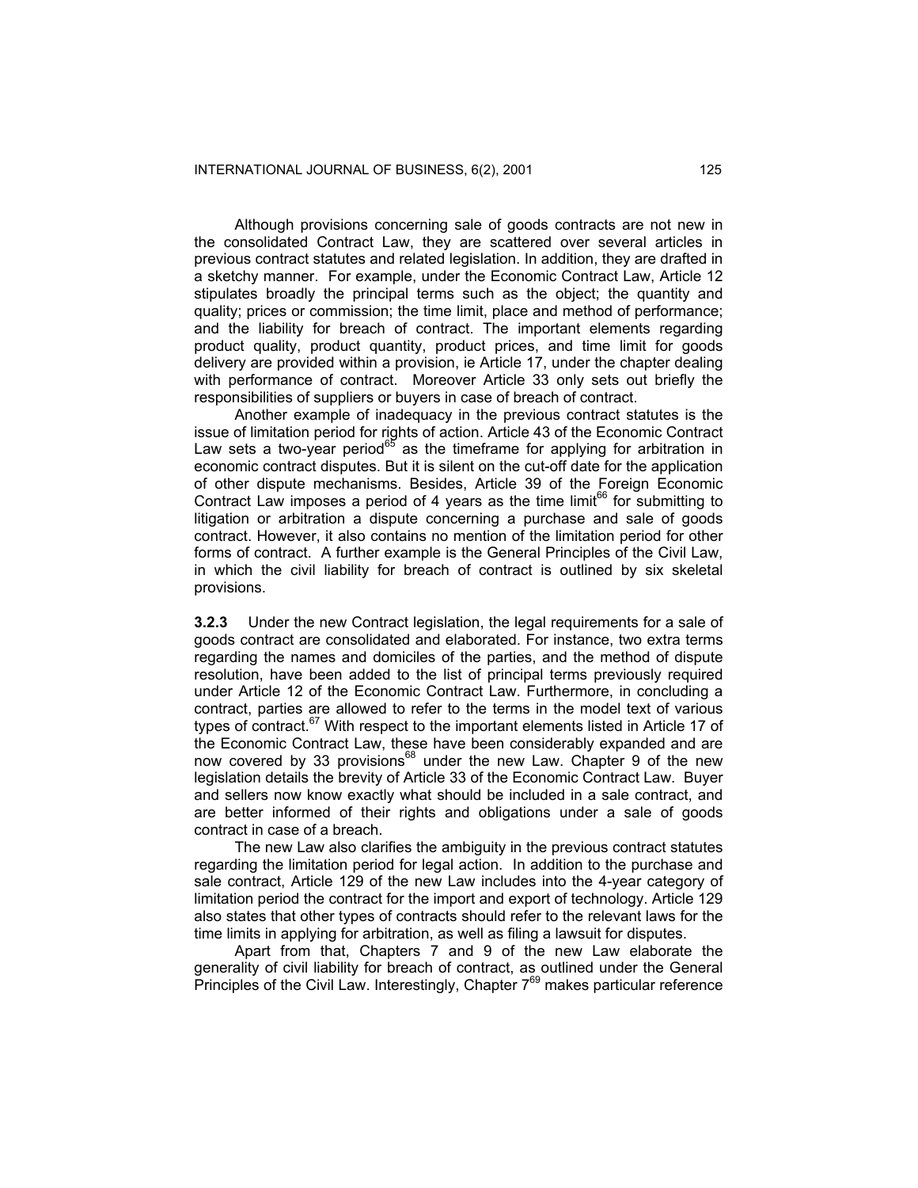Although provisions concerning sale of goods contracts are not new in the consolidated Contract Law, they are scattered over several articles in previous contract statutes and related legislation. In addition, they are drafted in a sketchy manner. For example, under the Economic Contract Law, Article 12 stipulates broadly the principal terms such as the object; the quantity and quality; prices or commission; the time limit, place and method of performance; and the liability for breach of contract. The important elements regarding product quality, product quantity, product prices, and time limit for goods delivery are provided within a provision, ie Article 17, under the chapter dealing with performance of contract. Moreover Article 33 only sets out briefly the responsibilities of suppliers or buyers in case of breach of contract.

Another example of inadequacy in the previous contract statutes is the issue of limitation period for rights of action. Article 43 of the Economic Contract Law sets a two-year period[65] as the timeframe for applying for arbitration in economic contract disputes. But it is silent on the cut-off date for the application of other dispute mechanisms. Besides, Article 39 of the Foreign Economic Contract Law imposes a period of 4 years as the time limit[66] for submitting to litigation or arbitration a dispute concerning a purchase and sale of goods contract. However, it also contains no mention of the limitation period for other forms of contract. A further example is the General Principles of the Civil Law, in which the civil liability for breach of contract is outlined by six skeletal provisions.

**3.2.3** Under the new Contract legislation, the legal requirements for a sale of goods contract are consolidated and elaborated. For instance, two extra terms regarding the names and domiciles of the parties, and the method of dispute resolution, have been added to the list of principal terms previously required under Article 12 of the Economic Contract Law. Furthermore, in concluding a contract, parties are allowed to refer to the terms in the model text of various types of contract.[67] With respect to the important elements listed in Article 17 of the Economic Contract Law, these have been considerably expanded and are now covered by 33 provisions[68] under the new Law. Chapter 9 of the new legislation details the brevity of Article 33 of the Economic Contract Law. Buyer and sellers now know exactly what should be included in a sale contract, and are better informed of their rights and obligations under a sale of goods contract in case of a breach.

The new Law also clarifies the ambiguity in the previous contract statutes regarding the limitation period for legal action. In addition to the purchase and sale contract, Article 129 of the new Law includes into the 4-year category of limitation period the contract for the import and export of technology. Article 129 also states that other types of contracts should refer to the relevant laws for the time limits in applying for arbitration, as well as filing a lawsuit for disputes.

Apart from that, Chapters 7 and 9 of the new Law elaborate the generality of civil liability for breach of contract, as outlined under the General Principles of the Civil Law. Interestingly, Chapter 7[69] makes particular reference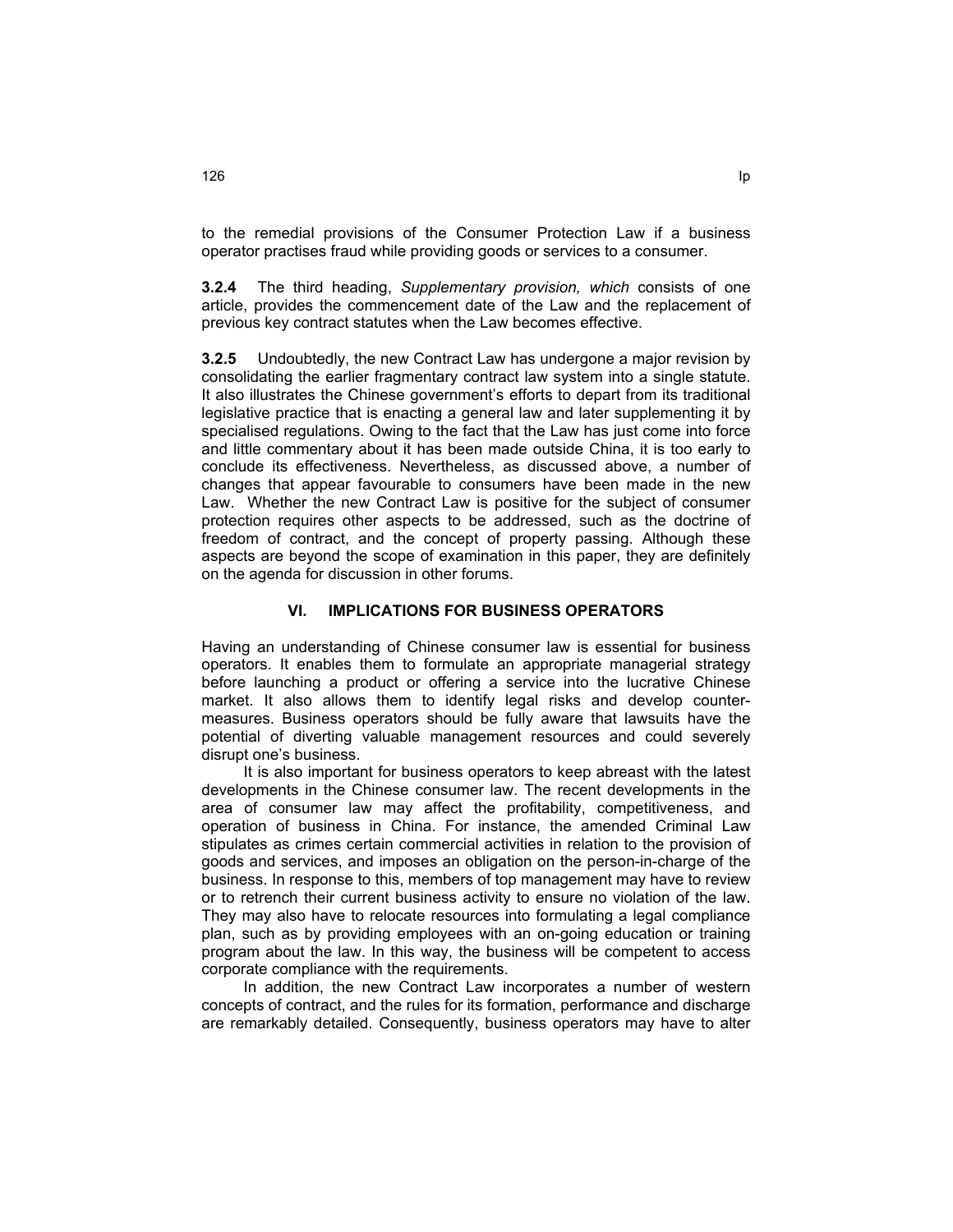to the remedial provisions of the Consumer Protection Law if a business operator practises fraud while providing goods or services to a consumer.

**3.2.4** The third heading, *Supplementary provision, which* consists of one article, provides the commencement date of the Law and the replacement of previous key contract statutes when the Law becomes effective.

**3.2.5** Undoubtedly, the new Contract Law has undergone a major revision by consolidating the earlier fragmentary contract law system into a single statute. It also illustrates the Chinese government's efforts to depart from its traditional legislative practice that is enacting a general law and later supplementing it by specialised regulations. Owing to the fact that the Law has just come into force and little commentary about it has been made outside China, it is too early to conclude its effectiveness. Nevertheless, as discussed above, a number of changes that appear favourable to consumers have been made in the new Law. Whether the new Contract Law is positive for the subject of consumer protection requires other aspects to be addressed, such as the doctrine of freedom of contract, and the concept of property passing. Although these aspects are beyond the scope of examination in this paper, they are definitely on the agenda for discussion in other forums.

## VI. IMPLICATIONS FOR BUSINESS OPERATORS

Having an understanding of Chinese consumer law is essential for business operators. It enables them to formulate an appropriate managerial strategy before launching a product or offering a service into the lucrative Chinese market. It also allows them to identify legal risks and develop counter-measures. Business operators should be fully aware that lawsuits have the potential of diverting valuable management resources and could severely disrupt one's business.

It is also important for business operators to keep abreast with the latest developments in the Chinese consumer law. The recent developments in the area of consumer law may affect the profitability, competitiveness, and operation of business in China. For instance, the amended Criminal Law stipulates as crimes certain commercial activities in relation to the provision of goods and services, and imposes an obligation on the person-in-charge of the business. In response to this, members of top management may have to review or to retrench their current business activity to ensure no violation of the law. They may also have to relocate resources into formulating a legal compliance plan, such as by providing employees with an on-going education or training program about the law. In this way, the business will be competent to access corporate compliance with the requirements.

In addition, the new Contract Law incorporates a number of western concepts of contract, and the rules for its formation, performance and discharge are remarkably detailed. Consequently, business operators may have to alter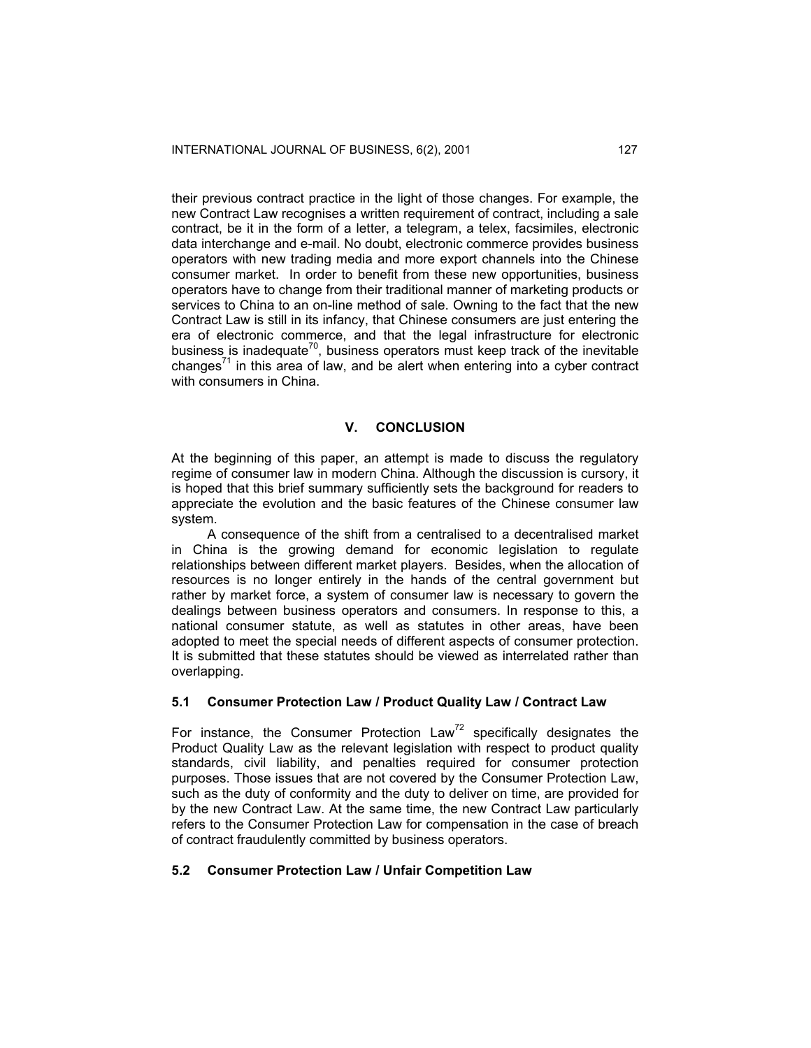their previous contract practice in the light of those changes. For example, the new Contract Law recognises a written requirement of contract, including a sale contract, be it in the form of a letter, a telegram, a telex, facsimiles, electronic data interchange and e-mail. No doubt, electronic commerce provides business operators with new trading media and more export channels into the Chinese consumer market. In order to benefit from these new opportunities, business operators have to change from their traditional manner of marketing products or services to China to an on-line method of sale. Owning to the fact that the new Contract Law is still in its infancy, that Chinese consumers are just entering the era of electronic commerce, and that the legal infrastructure for electronic business is inadequate[70], business operators must keep track of the inevitable changes[71] in this area of law, and be alert when entering into a cyber contract with consumers in China.

## V. CONCLUSION

At the beginning of this paper, an attempt is made to discuss the regulatory regime of consumer law in modern China. Although the discussion is cursory, it is hoped that this brief summary sufficiently sets the background for readers to appreciate the evolution and the basic features of the Chinese consumer law system.

A consequence of the shift from a centralised to a decentralised market in China is the growing demand for economic legislation to regulate relationships between different market players. Besides, when the allocation of resources is no longer entirely in the hands of the central government but rather by market force, a system of consumer law is necessary to govern the dealings between business operators and consumers. In response to this, a national consumer statute, as well as statutes in other areas, have been adopted to meet the special needs of different aspects of consumer protection. It is submitted that these statutes should be viewed as interrelated rather than overlapping.

### 5.1 Consumer Protection Law / Product Quality Law / Contract Law

For instance, the Consumer Protection Law[72] specifically designates the Product Quality Law as the relevant legislation with respect to product quality standards, civil liability, and penalties required for consumer protection purposes. Those issues that are not covered by the Consumer Protection Law, such as the duty of conformity and the duty to deliver on time, are provided for by the new Contract Law. At the same time, the new Contract Law particularly refers to the Consumer Protection Law for compensation in the case of breach of contract fraudulently committed by business operators.

### 5.2 Consumer Protection Law / Unfair Competition Law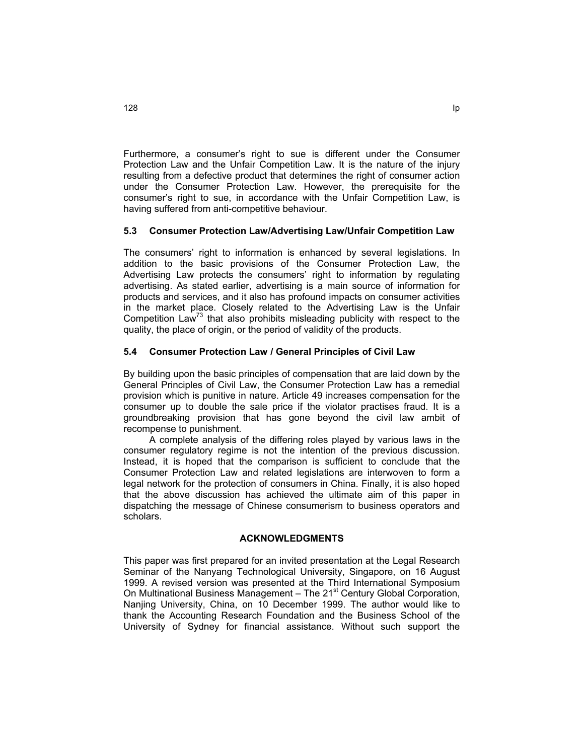Furthermore, a consumer's right to sue is different under the Consumer Protection Law and the Unfair Competition Law. It is the nature of the injury resulting from a defective product that determines the right of consumer action under the Consumer Protection Law. However, the prerequisite for the consumer's right to sue, in accordance with the Unfair Competition Law, is having suffered from anti-competitive behaviour.

### 5.3 Consumer Protection Law/Advertising Law/Unfair Competition Law

The consumers' right to information is enhanced by several legislations. In addition to the basic provisions of the Consumer Protection Law, the Advertising Law protects the consumers' right to information by regulating advertising. As stated earlier, advertising is a main source of information for products and services, and it also has profound impacts on consumer activities in the market place. Closely related to the Advertising Law is the Unfair Competition Law[73] that also prohibits misleading publicity with respect to the quality, the place of origin, or the period of validity of the products.

### 5.4 Consumer Protection Law / General Principles of Civil Law

By building upon the basic principles of compensation that are laid down by the General Principles of Civil Law, the Consumer Protection Law has a remedial provision which is punitive in nature. Article 49 increases compensation for the consumer up to double the sale price if the violator practises fraud. It is a groundbreaking provision that has gone beyond the civil law ambit of recompense to punishment.

A complete analysis of the differing roles played by various laws in the consumer regulatory regime is not the intention of the previous discussion. Instead, it is hoped that the comparison is sufficient to conclude that the Consumer Protection Law and related legislations are interwoven to form a legal network for the protection of consumers in China. Finally, it is also hoped that the above discussion has achieved the ultimate aim of this paper in dispatching the message of Chinese consumerism to business operators and scholars.

## ACKNOWLEDGMENTS

This paper was first prepared for an invited presentation at the Legal Research Seminar of the Nanyang Technological University, Singapore, on 16 August 1999. A revised version was presented at the Third International Symposium On Multinational Business Management – The 21st Century Global Corporation, Nanjing University, China, on 10 December 1999. The author would like to thank the Accounting Research Foundation and the Business School of the University of Sydney for financial assistance. Without such support the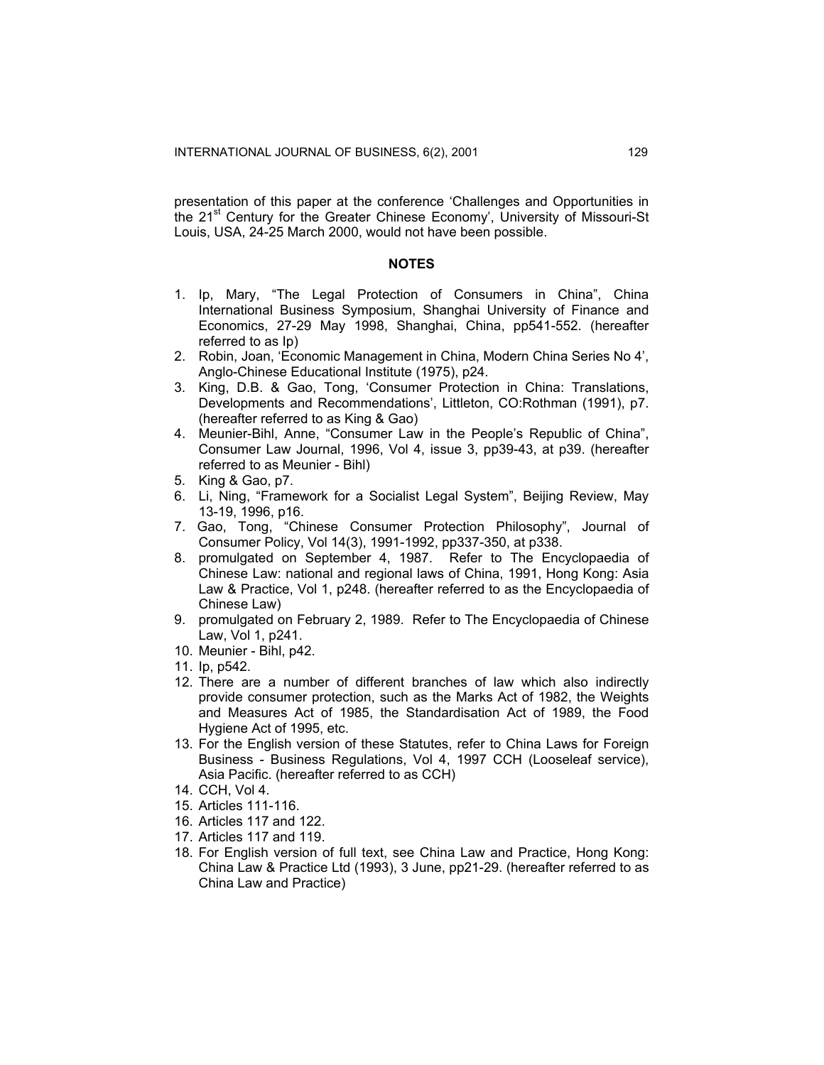presentation of this paper at the conference 'Challenges and Opportunities in the 21st Century for the Greater Chinese Economy', University of Missouri-St Louis, USA, 24-25 March 2000, would not have been possible.

## NOTES

1. Ip, Mary, "The Legal Protection of Consumers in China", China International Business Symposium, Shanghai University of Finance and Economics, 27-29 May 1998, Shanghai, China, pp541-552. (hereafter referred to as Ip)
2. Robin, Joan, 'Economic Management in China, Modern China Series No 4', Anglo-Chinese Educational Institute (1975), p24.
3. King, D.B. & Gao, Tong, 'Consumer Protection in China: Translations, Developments and Recommendations', Littleton, CO:Rothman (1991), p7. (hereafter referred to as King & Gao)
4. Meunier-Bihl, Anne, "Consumer Law in the People's Republic of China", Consumer Law Journal, 1996, Vol 4, issue 3, pp39-43, at p39. (hereafter referred to as Meunier - Bihl)
5. King & Gao, p7.
6. Li, Ning, "Framework for a Socialist Legal System", Beijing Review, May 13-19, 1996, p16.
7. Gao, Tong, "Chinese Consumer Protection Philosophy", Journal of Consumer Policy, Vol 14(3), 1991-1992, pp337-350, at p338.
8. promulgated on September 4, 1987. Refer to The Encyclopaedia of Chinese Law: national and regional laws of China, 1991, Hong Kong: Asia Law & Practice, Vol 1, p248. (hereafter referred to as the Encyclopaedia of Chinese Law)
9. promulgated on February 2, 1989. Refer to The Encyclopaedia of Chinese Law, Vol 1, p241.
10. Meunier - Bihl, p42.
11. Ip, p542.
12. There are a number of different branches of law which also indirectly provide consumer protection, such as the Marks Act of 1982, the Weights and Measures Act of 1985, the Standardisation Act of 1989, the Food Hygiene Act of 1995, etc.
13. For the English version of these Statutes, refer to China Laws for Foreign Business - Business Regulations, Vol 4, 1997 CCH (Looseleaf service), Asia Pacific. (hereafter referred to as CCH)
14. CCH, Vol 4.
15. Articles 111-116.
16. Articles 117 and 122.
17. Articles 117 and 119.
18. For English version of full text, see China Law and Practice, Hong Kong: China Law & Practice Ltd (1993), 3 June, pp21-29. (hereafter referred to as China Law and Practice)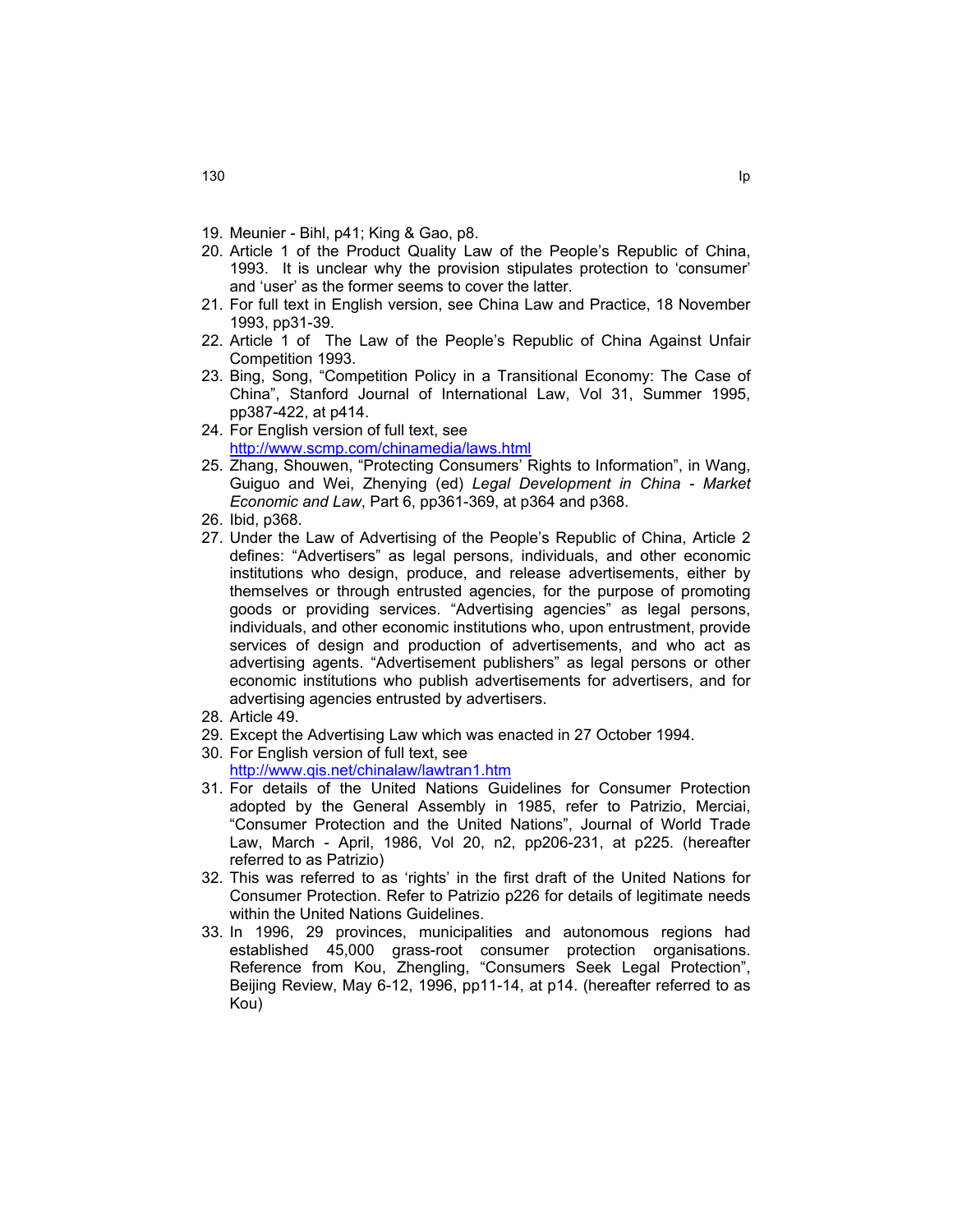19. Meunier - Bihl, p41; King & Gao, p8.
20. Article 1 of the Product Quality Law of the People's Republic of China, 1993. It is unclear why the provision stipulates protection to 'consumer' and 'user' as the former seems to cover the latter.
21. For full text in English version, see China Law and Practice, 18 November 1993, pp31-39.
22. Article 1 of The Law of the People's Republic of China Against Unfair Competition 1993.
23. Bing, Song, "Competition Policy in a Transitional Economy: The Case of China", Stanford Journal of International Law, Vol 31, Summer 1995, pp387-422, at p414.
24. For English version of full text, see http://www.scmp.com/chinamedia/laws.html
25. Zhang, Shouwen, "Protecting Consumers' Rights to Information", in Wang, Guiguo and Wei, Zhenying (ed) *Legal Development in China - Market Economic and Law*, Part 6, pp361-369, at p364 and p368.
26. Ibid, p368.
27. Under the Law of Advertising of the People's Republic of China, Article 2 defines: "Advertisers" as legal persons, individuals, and other economic institutions who design, produce, and release advertisements, either by themselves or through entrusted agencies, for the purpose of promoting goods or providing services. "Advertising agencies" as legal persons, individuals, and other economic institutions who, upon entrustment, provide services of design and production of advertisements, and who act as advertising agents. "Advertisement publishers" as legal persons or other economic institutions who publish advertisements for advertisers, and for advertising agencies entrusted by advertisers.
28. Article 49.
29. Except the Advertising Law which was enacted in 27 October 1994.
30. For English version of full text, see http://www.qis.net/chinalaw/lawtran1.htm
31. For details of the United Nations Guidelines for Consumer Protection adopted by the General Assembly in 1985, refer to Patrizio, Merciai, "Consumer Protection and the United Nations", Journal of World Trade Law, March - April, 1986, Vol 20, n2, pp206-231, at p225. (hereafter referred to as Patrizio)
32. This was referred to as 'rights' in the first draft of the United Nations for Consumer Protection. Refer to Patrizio p226 for details of legitimate needs within the United Nations Guidelines.
33. In 1996, 29 provinces, municipalities and autonomous regions had established 45,000 grass-root consumer protection organisations. Reference from Kou, Zhengling, "Consumers Seek Legal Protection", Beijing Review, May 6-12, 1996, pp11-14, at p14. (hereafter referred to as Kou)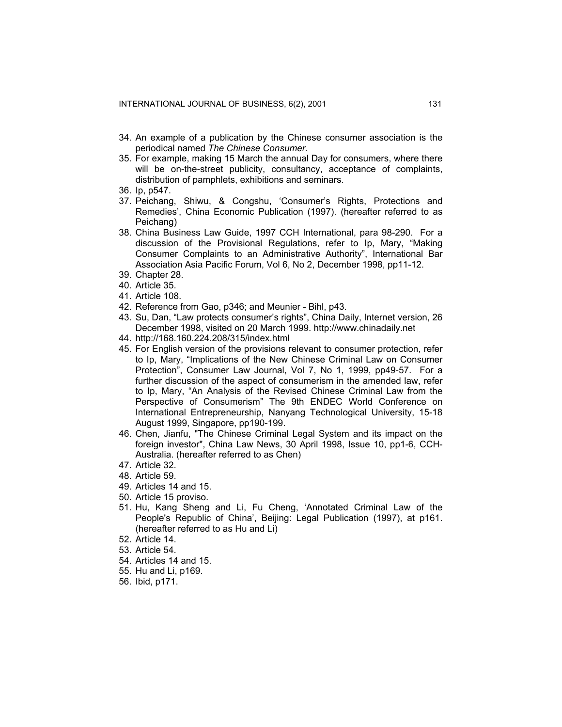34. An example of a publication by the Chinese consumer association is the periodical named *The Chinese Consumer.*
35. For example, making 15 March the annual Day for consumers, where there will be on-the-street publicity, consultancy, acceptance of complaints, distribution of pamphlets, exhibitions and seminars.
36. Ip, p547.
37. Peichang, Shiwu, & Congshu, 'Consumer's Rights, Protections and Remedies', China Economic Publication (1997). (hereafter referred to as Peichang)
38. China Business Law Guide, 1997 CCH International, para 98-290. For a discussion of the Provisional Regulations, refer to Ip, Mary, "Making Consumer Complaints to an Administrative Authority", International Bar Association Asia Pacific Forum, Vol 6, No 2, December 1998, pp11-12.
39. Chapter 28.
40. Article 35.
41. Article 108.
42. Reference from Gao, p346; and Meunier - Bihl, p43.
43. Su, Dan, "Law protects consumer's rights", China Daily, Internet version, 26 December 1998, visited on 20 March 1999. http://www.chinadaily.net
44. http://168.160.224.208/315/index.html
45. For English version of the provisions relevant to consumer protection, refer to Ip, Mary, "Implications of the New Chinese Criminal Law on Consumer Protection", Consumer Law Journal, Vol 7, No 1, 1999, pp49-57. For a further discussion of the aspect of consumerism in the amended law, refer to Ip, Mary, "An Analysis of the Revised Chinese Criminal Law from the Perspective of Consumerism" The 9th ENDEC World Conference on International Entrepreneurship, Nanyang Technological University, 15-18 August 1999, Singapore, pp190-199.
46. Chen, Jianfu, "The Chinese Criminal Legal System and its impact on the foreign investor", China Law News, 30 April 1998, Issue 10, pp1-6, CCH-Australia. (hereafter referred to as Chen)
47. Article 32.
48. Article 59.
49. Articles 14 and 15.
50. Article 15 proviso.
51. Hu, Kang Sheng and Li, Fu Cheng, 'Annotated Criminal Law of the People's Republic of China', Beijing: Legal Publication (1997), at p161. (hereafter referred to as Hu and Li)
52. Article 14.
53. Article 54.
54. Articles 14 and 15.
55. Hu and Li, p169.
56. Ibid, p171.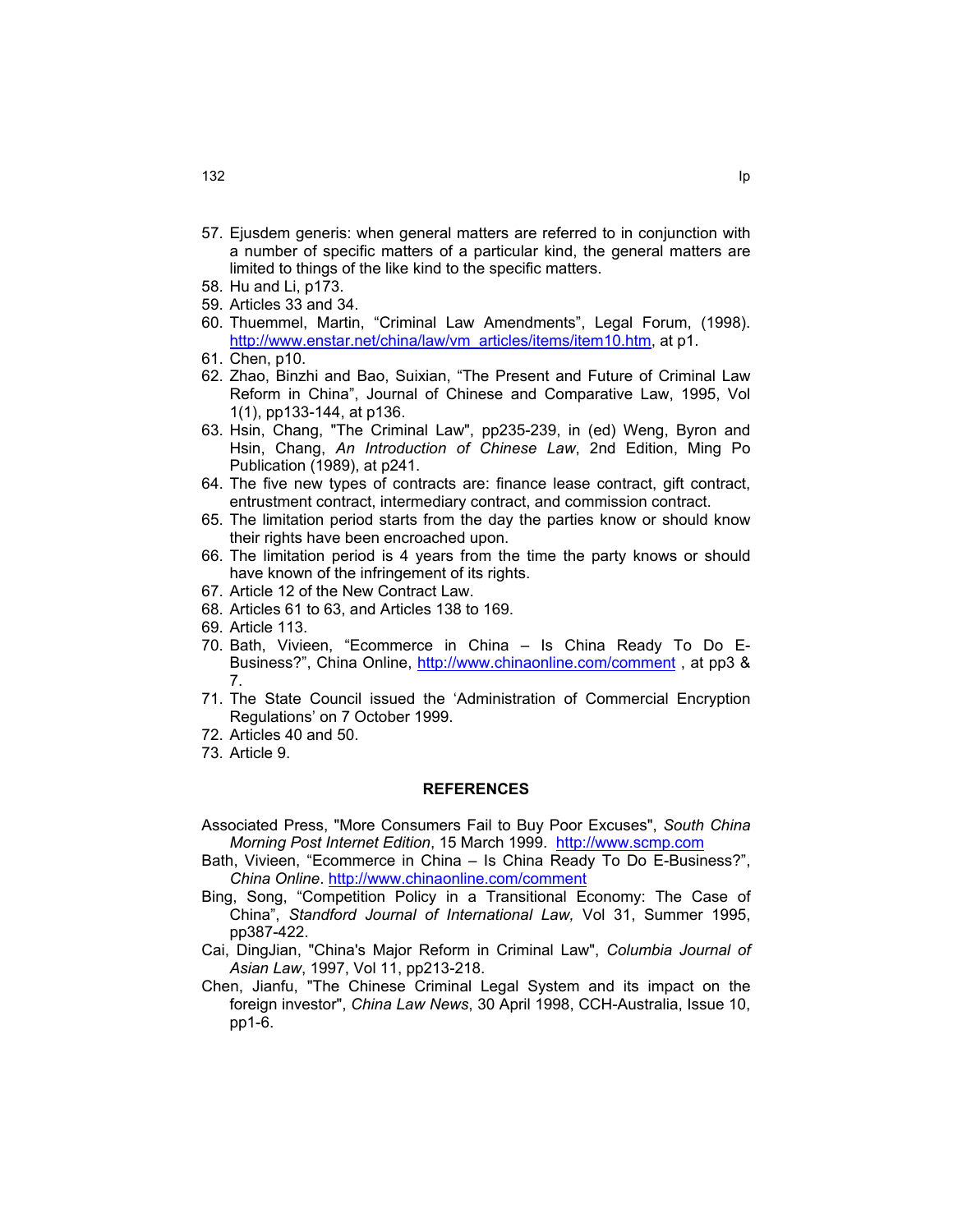57. Ejusdem generis: when general matters are referred to in conjunction with a number of specific matters of a particular kind, the general matters are limited to things of the like kind to the specific matters.
58. Hu and Li, p173.
59. Articles 33 and 34.
60. Thuemmel, Martin, "Criminal Law Amendments", Legal Forum, (1998). http://www.enstar.net/china/law/vm_articles/items/item10.htm, at p1.
61. Chen, p10.
62. Zhao, Binzhi and Bao, Suixian, "The Present and Future of Criminal Law Reform in China", Journal of Chinese and Comparative Law, 1995, Vol 1(1), pp133-144, at p136.
63. Hsin, Chang, "The Criminal Law", pp235-239, in (ed) Weng, Byron and Hsin, Chang, *An Introduction of Chinese Law*, 2nd Edition, Ming Po Publication (1989), at p241.
64. The five new types of contracts are: finance lease contract, gift contract, entrustment contract, intermediary contract, and commission contract.
65. The limitation period starts from the day the parties know or should know their rights have been encroached upon.
66. The limitation period is 4 years from the time the party knows or should have known of the infringement of its rights.
67. Article 12 of the New Contract Law.
68. Articles 61 to 63, and Articles 138 to 169.
69. Article 113.
70. Bath, Vivieen, "Ecommerce in China – Is China Ready To Do E-Business?", China Online, http://www.chinaonline.com/comment , at pp3 & 7.
71. The State Council issued the 'Administration of Commercial Encryption Regulations' on 7 October 1999.
72. Articles 40 and 50.
73. Article 9.

## REFERENCES

Associated Press, "More Consumers Fail to Buy Poor Excuses", *South China Morning Post Internet Edition*, 15 March 1999. http://www.scmp.com

Bath, Vivieen, "Ecommerce in China – Is China Ready To Do E-Business?", *China Online*. http://www.chinaonline.com/comment

Bing, Song, "Competition Policy in a Transitional Economy: The Case of China", *Standford Journal of International Law,* Vol 31, Summer 1995, pp387-422.

Cai, DingJian, "China's Major Reform in Criminal Law", *Columbia Journal of Asian Law*, 1997, Vol 11, pp213-218.

Chen, Jianfu, "The Chinese Criminal Legal System and its impact on the foreign investor", *China Law News*, 30 April 1998, CCH-Australia, Issue 10, pp1-6.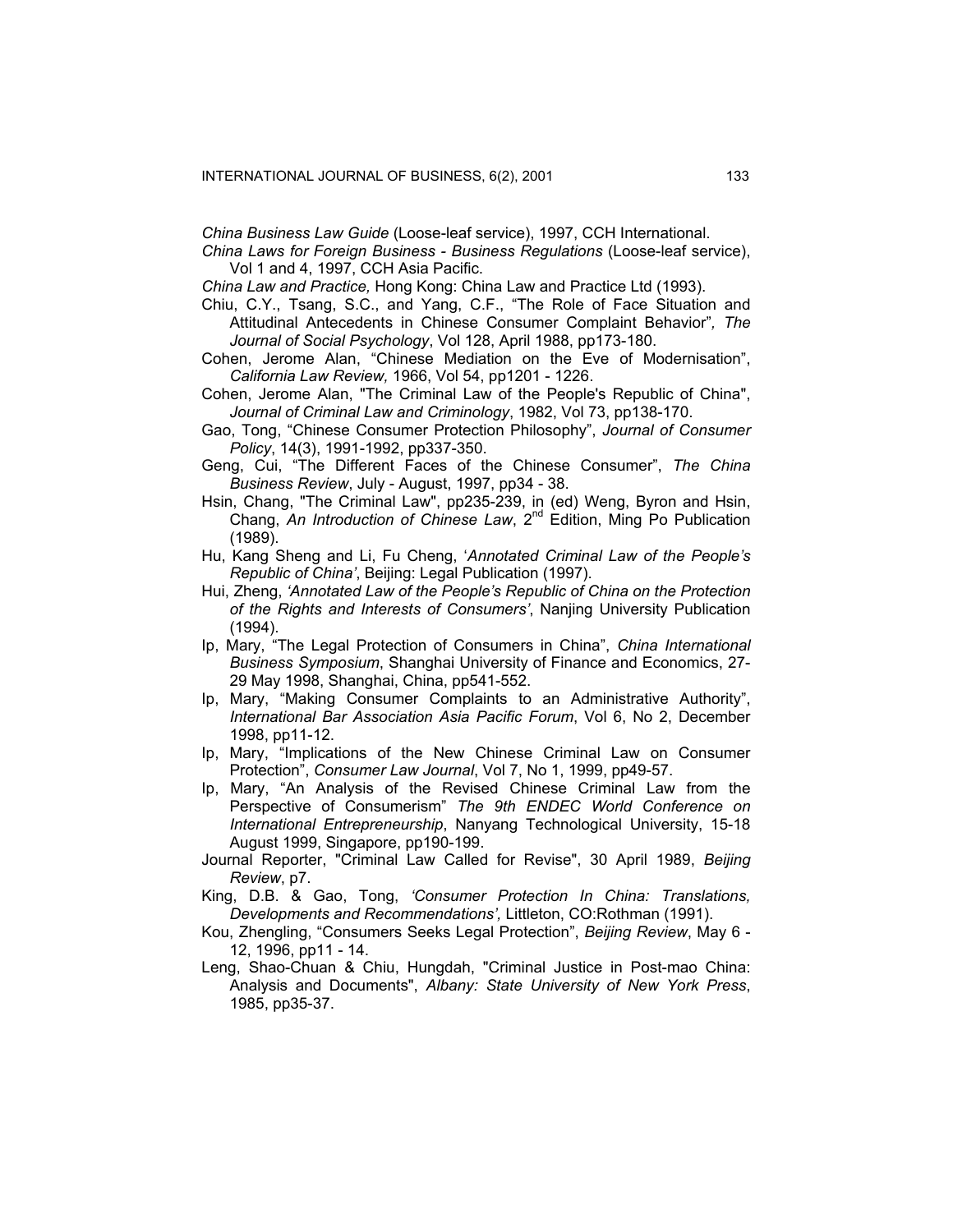*China Business Law Guide* (Loose-leaf service), 1997, CCH International.

*China Laws for Foreign Business - Business Regulations* (Loose-leaf service), Vol 1 and 4, 1997, CCH Asia Pacific.

*China Law and Practice,* Hong Kong: China Law and Practice Ltd (1993).

Chiu, C.Y., Tsang, S.C., and Yang, C.F., "The Role of Face Situation and Attitudinal Antecedents in Chinese Consumer Complaint Behavior"*, The Journal of Social Psychology*, Vol 128, April 1988, pp173-180.

Cohen, Jerome Alan, "Chinese Mediation on the Eve of Modernisation", *California Law Review,* 1966, Vol 54, pp1201 - 1226.

Cohen, Jerome Alan, "The Criminal Law of the People's Republic of China", *Journal of Criminal Law and Criminology*, 1982, Vol 73, pp138-170.

Gao, Tong, "Chinese Consumer Protection Philosophy", *Journal of Consumer Policy*, 14(3), 1991-1992, pp337-350.

Geng, Cui, "The Different Faces of the Chinese Consumer", *The China Business Review*, July - August, 1997, pp34 - 38.

Hsin, Chang, "The Criminal Law", pp235-239, in (ed) Weng, Byron and Hsin, Chang, *An Introduction of Chinese Law*, 2nd Edition, Ming Po Publication (1989).

Hu, Kang Sheng and Li, Fu Cheng, '*Annotated Criminal Law of the People's Republic of China'*, Beijing: Legal Publication (1997).

Hui, Zheng, *'Annotated Law of the People's Republic of China on the Protection of the Rights and Interests of Consumers'*, Nanjing University Publication (1994).

Ip, Mary, "The Legal Protection of Consumers in China", *China International Business Symposium*, Shanghai University of Finance and Economics, 27-29 May 1998, Shanghai, China, pp541-552.

Ip, Mary, "Making Consumer Complaints to an Administrative Authority", *International Bar Association Asia Pacific Forum*, Vol 6, No 2, December 1998, pp11-12.

Ip, Mary, "Implications of the New Chinese Criminal Law on Consumer Protection", *Consumer Law Journal*, Vol 7, No 1, 1999, pp49-57.

Ip, Mary, "An Analysis of the Revised Chinese Criminal Law from the Perspective of Consumerism" *The 9th ENDEC World Conference on International Entrepreneurship*, Nanyang Technological University, 15-18 August 1999, Singapore, pp190-199.

Journal Reporter, "Criminal Law Called for Revise", 30 April 1989, *Beijing Review*, p7.

King, D.B. & Gao, Tong, *'Consumer Protection In China: Translations, Developments and Recommendations',* Littleton, CO:Rothman (1991).

Kou, Zhengling, "Consumers Seeks Legal Protection", *Beijing Review*, May 6 - 12, 1996, pp11 - 14.

Leng, Shao-Chuan & Chiu, Hungdah, "Criminal Justice in Post-mao China: Analysis and Documents", *Albany: State University of New York Press*, 1985, pp35-37.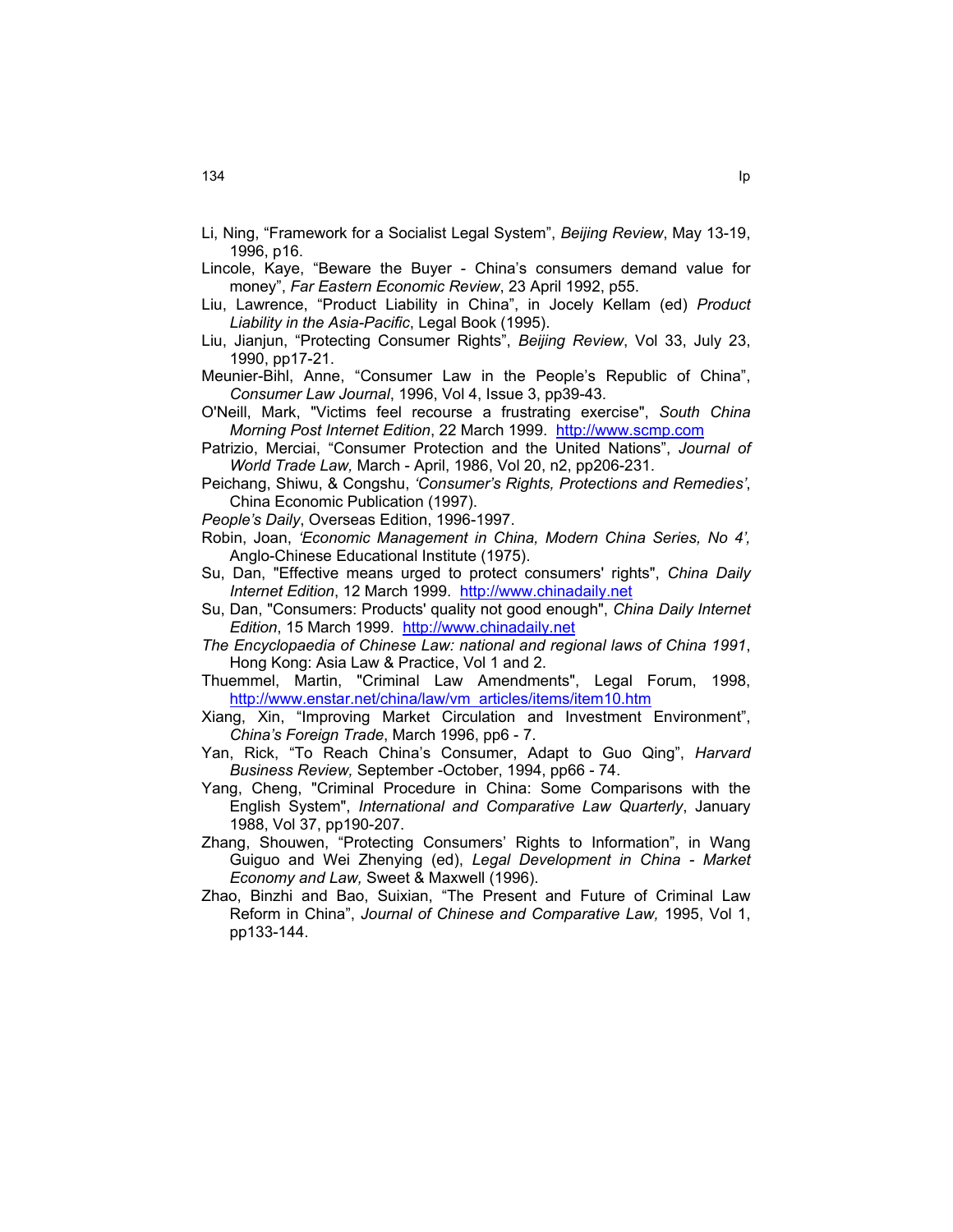Li, Ning, “Framework for a Socialist Legal System”, *Beijing Review*, May 13-19, 1996, p16.

Lincole, Kaye, “Beware the Buyer - China’s consumers demand value for money”, *Far Eastern Economic Review*, 23 April 1992, p55.

Liu, Lawrence, “Product Liability in China”, in Jocely Kellam (ed) *Product Liability in the Asia-Pacific*, Legal Book (1995).

Liu, Jianjun, “Protecting Consumer Rights”, *Beijing Review*, Vol 33, July 23, 1990, pp17-21.

Meunier-Bihl, Anne, “Consumer Law in the People’s Republic of China”, *Consumer Law Journal*, 1996, Vol 4, Issue 3, pp39-43.

O'Neill, Mark, "Victims feel recourse a frustrating exercise", *South China Morning Post Internet Edition*, 22 March 1999. http://www.scmp.com

Patrizio, Merciai, “Consumer Protection and the United Nations”, *Journal of World Trade Law,* March - April, 1986, Vol 20, n2, pp206-231.

Peichang, Shiwu, & Congshu, *‘Consumer’s Rights, Protections and Remedies’*, China Economic Publication (1997).

*People’s Daily*, Overseas Edition, 1996-1997.

Robin, Joan, *‘Economic Management in China, Modern China Series, No 4’,* Anglo-Chinese Educational Institute (1975).

Su, Dan, "Effective means urged to protect consumers' rights", *China Daily Internet Edition*, 12 March 1999. http://www.chinadaily.net

Su, Dan, "Consumers: Products' quality not good enough", *China Daily Internet Edition*, 15 March 1999. http://www.chinadaily.net

*The Encyclopaedia of Chinese Law: national and regional laws of China 1991*, Hong Kong: Asia Law & Practice, Vol 1 and 2.

Thuemmel, Martin, "Criminal Law Amendments", Legal Forum, 1998, http://www.enstar.net/china/law/vm_articles/items/item10.htm

Xiang, Xin, “Improving Market Circulation and Investment Environment”, *China’s Foreign Trade*, March 1996, pp6 - 7.

Yan, Rick, “To Reach China’s Consumer, Adapt to Guo Qing”, *Harvard Business Review,* September -October, 1994, pp66 - 74.

Yang, Cheng, "Criminal Procedure in China: Some Comparisons with the English System", *International and Comparative Law Quarterly*, January 1988, Vol 37, pp190-207.

Zhang, Shouwen, “Protecting Consumers’ Rights to Information”, in Wang Guiguo and Wei Zhenying (ed), *Legal Development in China - Market Economy and Law,* Sweet & Maxwell (1996).

Zhao, Binzhi and Bao, Suixian, “The Present and Future of Criminal Law Reform in China”, *Journal of Chinese and Comparative Law,* 1995, Vol 1, pp133-144.